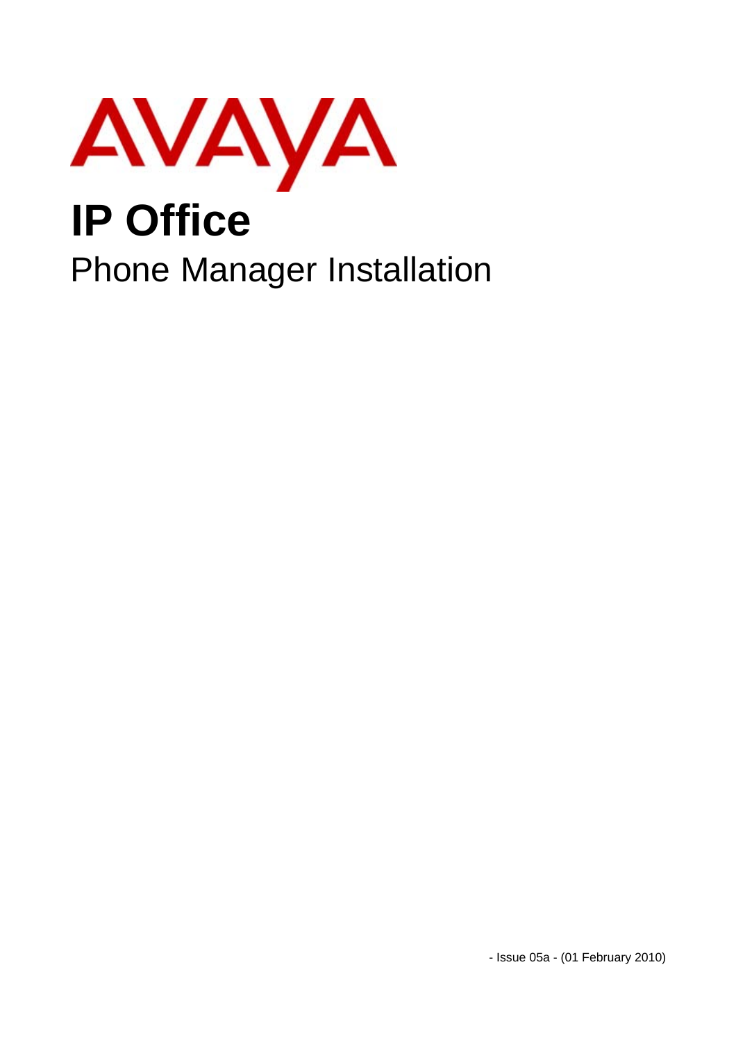AVAYA

# IP Office

## Phone Manager Installation

- Issue 05a - (01 February 2010)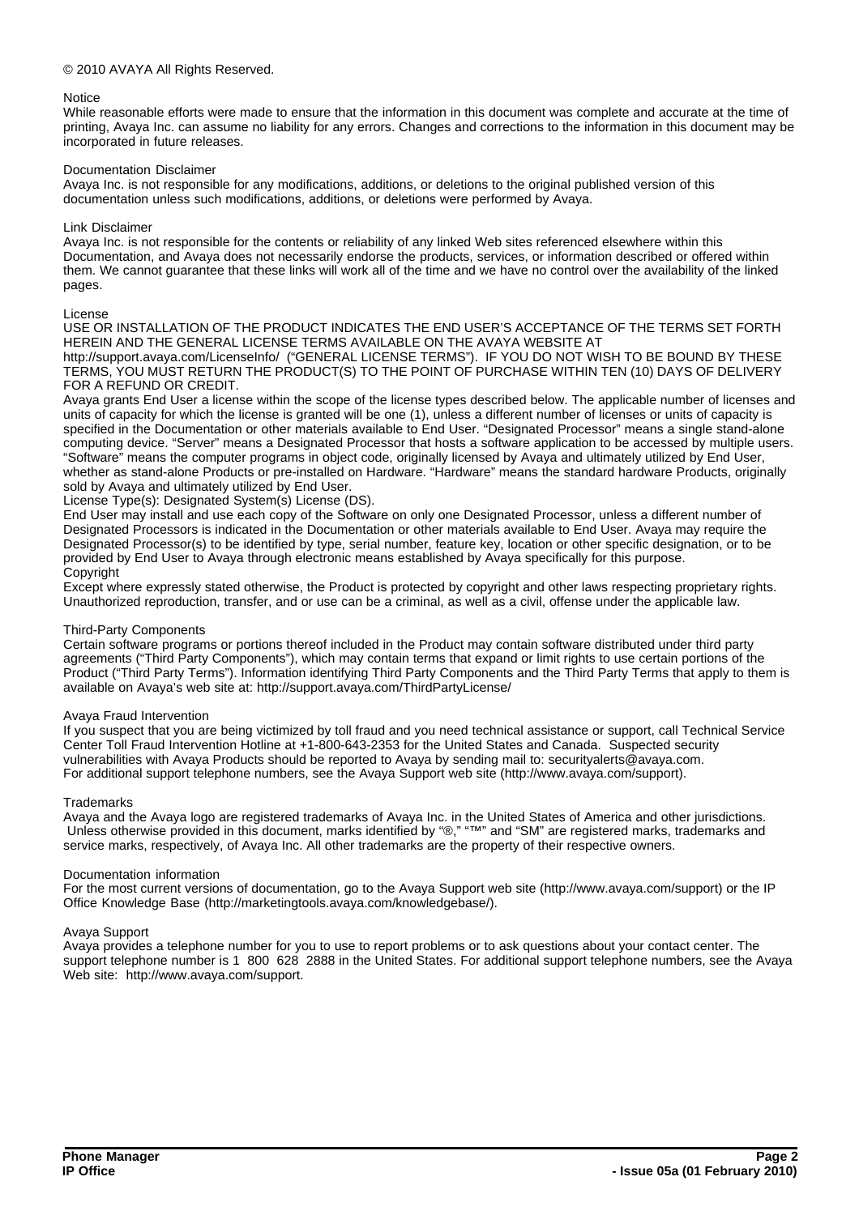© 2010 AVAYA All Rights Reserved.

Notice
While reasonable efforts were made to ensure that the information in this document was complete and accurate at the time of printing, Avaya Inc. can assume no liability for any errors. Changes and corrections to the information in this document may be incorporated in future releases.

Documentation Disclaimer
Avaya Inc. is not responsible for any modifications, additions, or deletions to the original published version of this documentation unless such modifications, additions, or deletions were performed by Avaya.

Link Disclaimer
Avaya Inc. is not responsible for the contents or reliability of any linked Web sites referenced elsewhere within this Documentation, and Avaya does not necessarily endorse the products, services, or information described or offered within them. We cannot guarantee that these links will work all of the time and we have no control over the availability of the linked pages.

License
USE OR INSTALLATION OF THE PRODUCT INDICATES THE END USER'S ACCEPTANCE OF THE TERMS SET FORTH HEREIN AND THE GENERAL LICENSE TERMS AVAILABLE ON THE AVAYA WEBSITE AT http://support.avaya.com/LicenseInfo/ ("GENERAL LICENSE TERMS"). IF YOU DO NOT WISH TO BE BOUND BY THESE TERMS, YOU MUST RETURN THE PRODUCT(S) TO THE POINT OF PURCHASE WITHIN TEN (10) DAYS OF DELIVERY FOR A REFUND OR CREDIT.
Avaya grants End User a license within the scope of the license types described below. The applicable number of licenses and units of capacity for which the license is granted will be one (1), unless a different number of licenses or units of capacity is specified in the Documentation or other materials available to End User. "Designated Processor" means a single stand-alone computing device. "Server" means a Designated Processor that hosts a software application to be accessed by multiple users. "Software" means the computer programs in object code, originally licensed by Avaya and ultimately utilized by End User, whether as stand-alone Products or pre-installed on Hardware. "Hardware" means the standard hardware Products, originally sold by Avaya and ultimately utilized by End User.
License Type(s): Designated System(s) License (DS).
End User may install and use each copy of the Software on only one Designated Processor, unless a different number of Designated Processors is indicated in the Documentation or other materials available to End User. Avaya may require the Designated Processor(s) to be identified by type, serial number, feature key, location or other specific designation, or to be provided by End User to Avaya through electronic means established by Avaya specifically for this purpose.
Copyright
Except where expressly stated otherwise, the Product is protected by copyright and other laws respecting proprietary rights. Unauthorized reproduction, transfer, and or use can be a criminal, as well as a civil, offense under the applicable law.

Third-Party Components
Certain software programs or portions thereof included in the Product may contain software distributed under third party agreements ("Third Party Components"), which may contain terms that expand or limit rights to use certain portions of the Product ("Third Party Terms"). Information identifying Third Party Components and the Third Party Terms that apply to them is available on Avaya's web site at: http://support.avaya.com/ThirdPartyLicense/

Avaya Fraud Intervention
If you suspect that you are being victimized by toll fraud and you need technical assistance or support, call Technical Service Center Toll Fraud Intervention Hotline at +1-800-643-2353 for the United States and Canada. Suspected security vulnerabilities with Avaya Products should be reported to Avaya by sending mail to: securityalerts@avaya.com.
For additional support telephone numbers, see the Avaya Support web site (http://www.avaya.com/support).

Trademarks
Avaya and the Avaya logo are registered trademarks of Avaya Inc. in the United States of America and other jurisdictions. Unless otherwise provided in this document, marks identified by "®," "™" and "SM" are registered marks, trademarks and service marks, respectively, of Avaya Inc. All other trademarks are the property of their respective owners.

Documentation information
For the most current versions of documentation, go to the Avaya Support web site (http://www.avaya.com/support) or the IP Office Knowledge Base (http://marketingtools.avaya.com/knowledgebase/).

Avaya Support
Avaya provides a telephone number for you to use to report problems or to ask questions about your contact center. The support telephone number is 1 800 628 2888 in the United States. For additional support telephone numbers, see the Avaya Web site: http://www.avaya.com/support.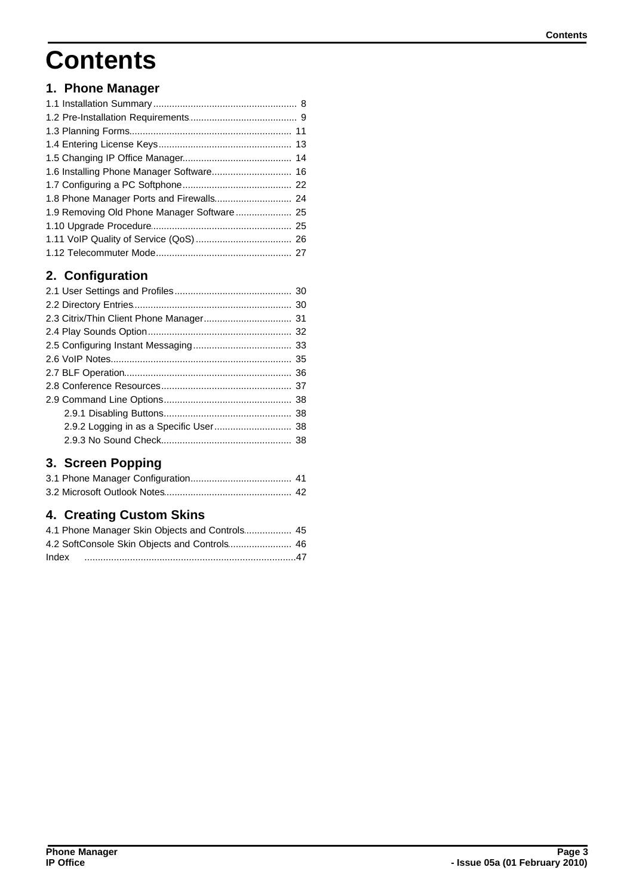# Contents

## 1. Phone Manager

1.1 Installation Summary ...................................................... 8
1.2 Pre-Installation Requirements ........................................ 9
1.3 Planning Forms ............................................................ 11
1.4 Entering License Keys .................................................. 13
1.5 Changing IP Office Manager ......................................... 14
1.6 Installing Phone Manager Software .............................. 16
1.7 Configuring a PC Softphone ......................................... 22
1.8 Phone Manager Ports and Firewalls ............................. 24
1.9 Removing Old Phone Manager Software ..................... 25
1.10 Upgrade Procedure .................................................... 25
1.11 VoIP Quality of Service (QoS) .................................... 26
1.12 Telecommuter Mode .................................................. 27

## 2. Configuration

2.1 User Settings and Profiles ............................................ 30
2.2 Directory Entries ........................................................... 30
2.3 Citrix/Thin Client Phone Manager ................................. 31
2.4 Play Sounds Option ...................................................... 32
2.5 Configuring Instant Messaging ..................................... 33
2.6 VoIP Notes .................................................................... 35
2.7 BLF Operation ............................................................... 36
2.8 Conference Resources ................................................. 37
2.9 Command Line Options ................................................ 38
  2.9.1 Disabling Buttons ................................................ 38
  2.9.2 Logging in as a Specific User ............................. 38
  2.9.3 No Sound Check ................................................. 38

## 3. Screen Popping

3.1 Phone Manager Configuration ...................................... 41
3.2 Microsoft Outlook Notes ................................................ 42

## 4. Creating Custom Skins

4.1 Phone Manager Skin Objects and Controls .................. 45
4.2 SoftConsole Skin Objects and Controls ........................ 46
Index ................................................................................ 47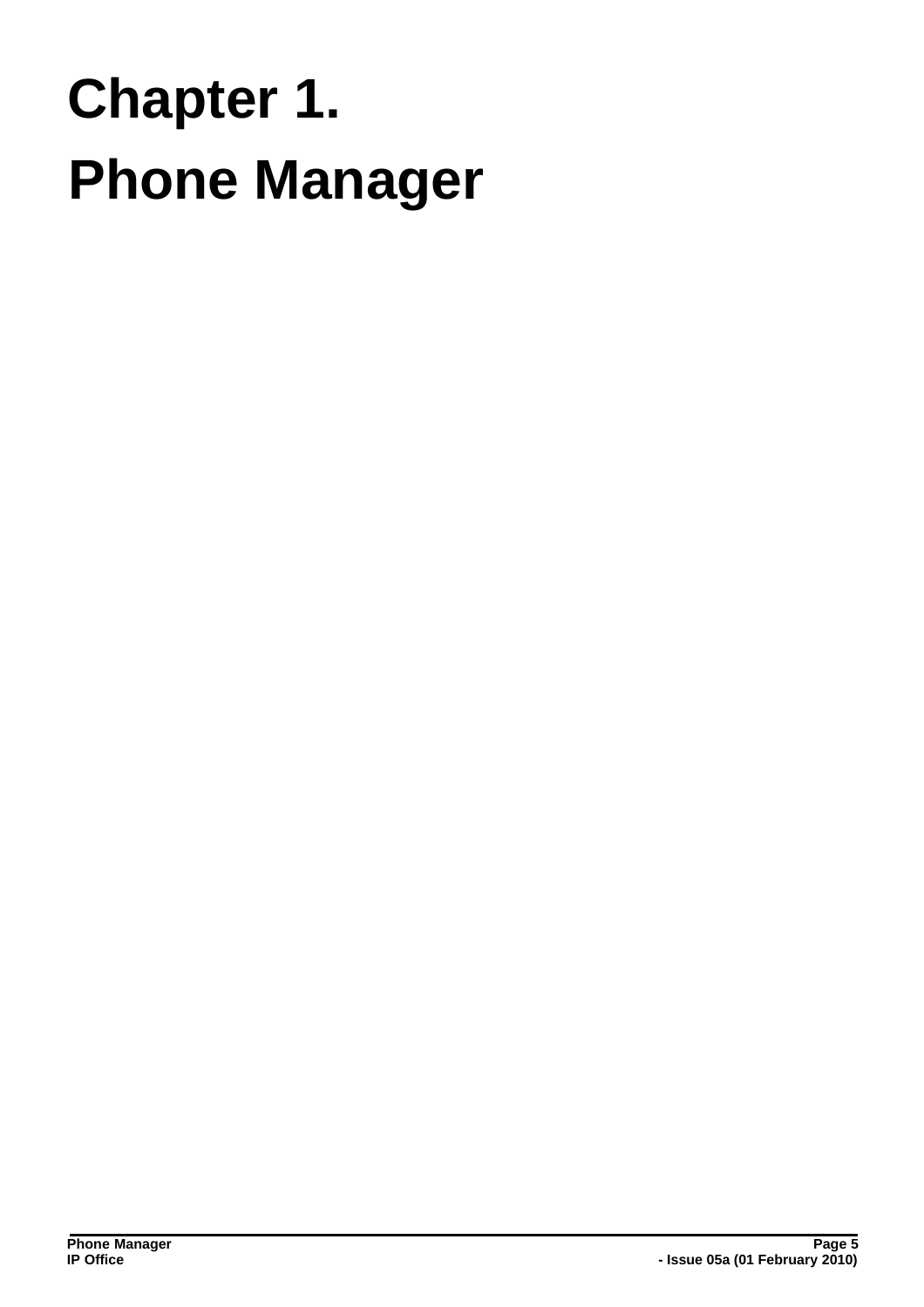# Chapter 1.
# Phone Manager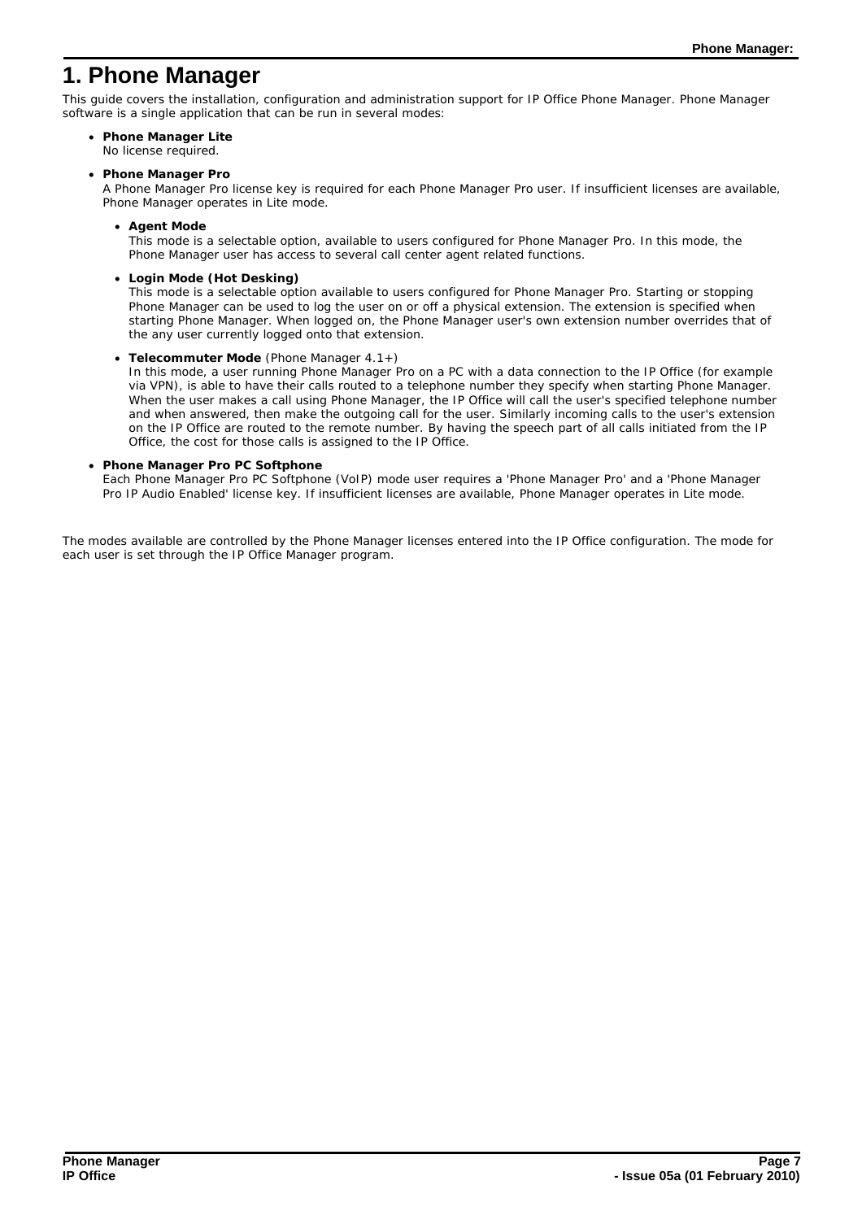# 1. Phone Manager

This guide covers the installation, configuration and administration support for IP Office Phone Manager. Phone Manager software is a single application that can be run in several modes:

- **Phone Manager Lite**
  No license required.

- **Phone Manager Pro**
  A Phone Manager Pro license key is required for each Phone Manager Pro user. If insufficient licenses are available, Phone Manager operates in Lite mode.

  - **Agent Mode**
    This mode is a selectable option, available to users configured for Phone Manager Pro. In this mode, the Phone Manager user has access to several call center agent related functions.

  - **Login Mode (Hot Desking)**
    This mode is a selectable option available to users configured for Phone Manager Pro. Starting or stopping Phone Manager can be used to log the user on or off a physical extension. The extension is specified when starting Phone Manager. When logged on, the Phone Manager user's own extension number overrides that of the any user currently logged onto that extension.

  - **Telecommuter Mode** (Phone Manager 4.1+)
    In this mode, a user running Phone Manager Pro on a PC with a data connection to the IP Office (for example via VPN), is able to have their calls routed to a telephone number they specify when starting Phone Manager. When the user makes a call using Phone Manager, the IP Office will call the user's specified telephone number and when answered, then make the outgoing call for the user. Similarly incoming calls to the user's extension on the IP Office are routed to the remote number. By having the speech part of all calls initiated from the IP Office, the cost for those calls is assigned to the IP Office.

- **Phone Manager Pro PC Softphone**
  Each Phone Manager Pro PC Softphone (VoIP) mode user requires a 'Phone Manager Pro' and a 'Phone Manager Pro IP Audio Enabled' license key. If insufficient licenses are available, Phone Manager operates in Lite mode.

The modes available are controlled by the Phone Manager licenses entered into the IP Office configuration. The mode for each user is set through the IP Office Manager program.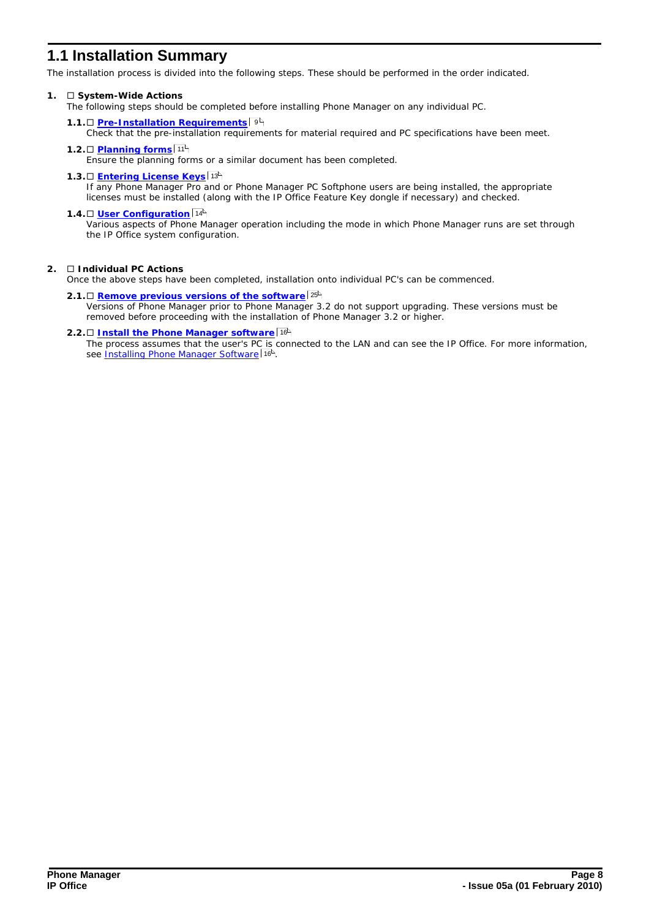## 1.1 Installation Summary

The installation process is divided into the following steps. These should be performed in the order indicated.

1. ☐ **System-Wide Actions**
   The following steps should be completed before installing Phone Manager on any individual PC.

   **1.1.** ☐ **Pre-Installation Requirements** 9
   Check that the pre-installation requirements for material required and PC specifications have been meet.

   **1.2.** ☐ **Planning forms** 11
   Ensure the planning forms or a similar document has been completed.

   **1.3.** ☐ **Entering License Keys** 13
   If any Phone Manager Pro and or Phone Manager PC Softphone users are being installed, the appropriate licenses must be installed (along with the IP Office Feature Key dongle if necessary) and checked.

   **1.4.** ☐ **User Configuration** 14
   Various aspects of Phone Manager operation including the mode in which Phone Manager runs are set through the IP Office system configuration.

2. ☐ **Individual PC Actions**
   Once the above steps have been completed, installation onto individual PC's can be commenced.

   **2.1.** ☐ **Remove previous versions of the software** 25
   Versions of Phone Manager prior to Phone Manager 3.2 do not support upgrading. These versions must be removed before proceeding with the installation of Phone Manager 3.2 or higher.

   **2.2.** ☐ **Install the Phone Manager software** 16
   The process assumes that the user's PC is connected to the LAN and can see the IP Office. For more information, see Installing Phone Manager Software 16.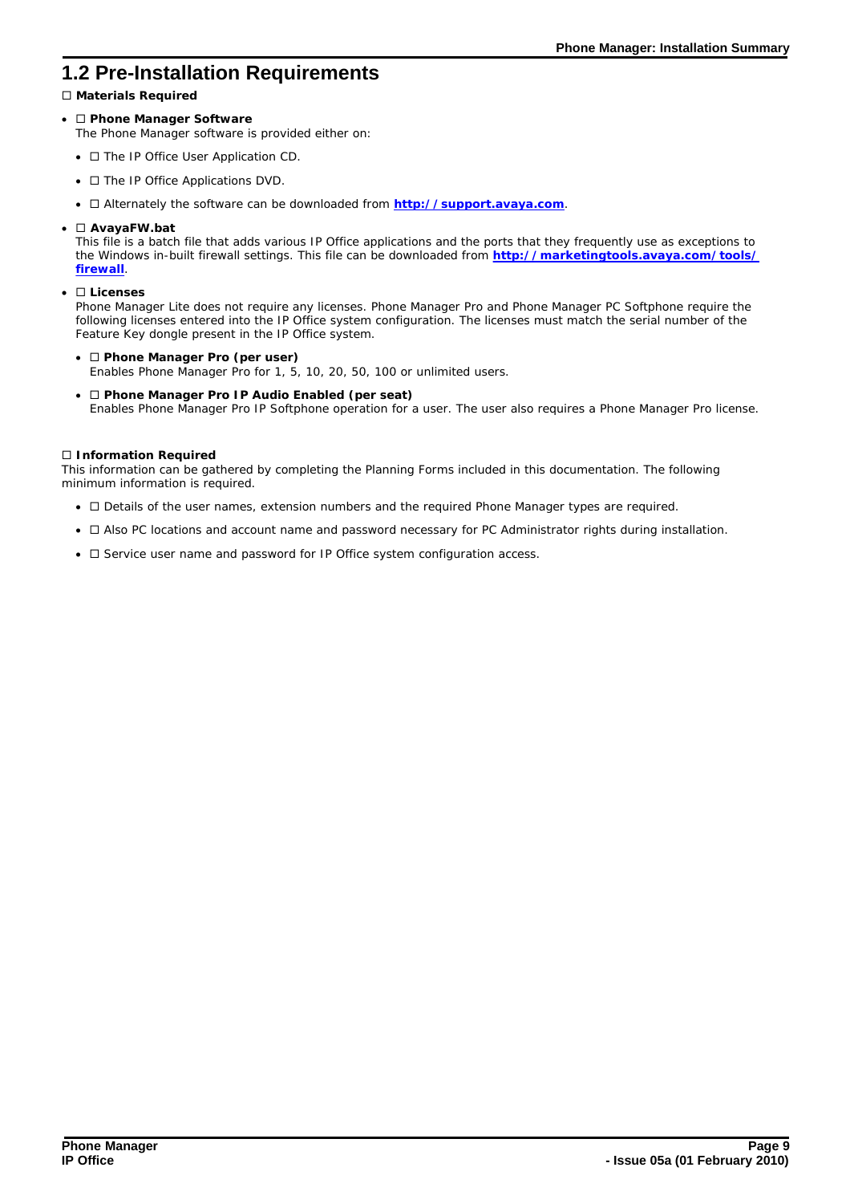## 1.2 Pre-Installation Requirements

☐ **Materials Required**

- ☐ **Phone Manager Software**
  The Phone Manager software is provided either on:
  - ☐ The IP Office User Application CD.
  - ☐ The IP Office Applications DVD.
  - ☐ Alternately the software can be downloaded from **http://support.avaya.com**.
- ☐ **AvayaFW.bat**
  This file is a batch file that adds various IP Office applications and the ports that they frequently use as exceptions to the Windows in-built firewall settings. This file can be downloaded from **http://marketingtools.avaya.com/tools/firewall**.
- ☐ **Licenses**
  Phone Manager Lite does not require any licenses. Phone Manager Pro and Phone Manager PC Softphone require the following licenses entered into the IP Office system configuration. The licenses must match the serial number of the Feature Key dongle present in the IP Office system.
  - ☐ **Phone Manager Pro (per user)**
    Enables Phone Manager Pro for 1, 5, 10, 20, 50, 100 or unlimited users.
  - ☐ **Phone Manager Pro IP Audio Enabled (per seat)**
    Enables Phone Manager Pro IP Softphone operation for a user. The user also requires a Phone Manager Pro license.

☐ **Information Required**

This information can be gathered by completing the Planning Forms included in this documentation. The following minimum information is required.

- ☐ Details of the user names, extension numbers and the required Phone Manager types are required.
- ☐ Also PC locations and account name and password necessary for PC Administrator rights during installation.
- ☐ Service user name and password for IP Office system configuration access.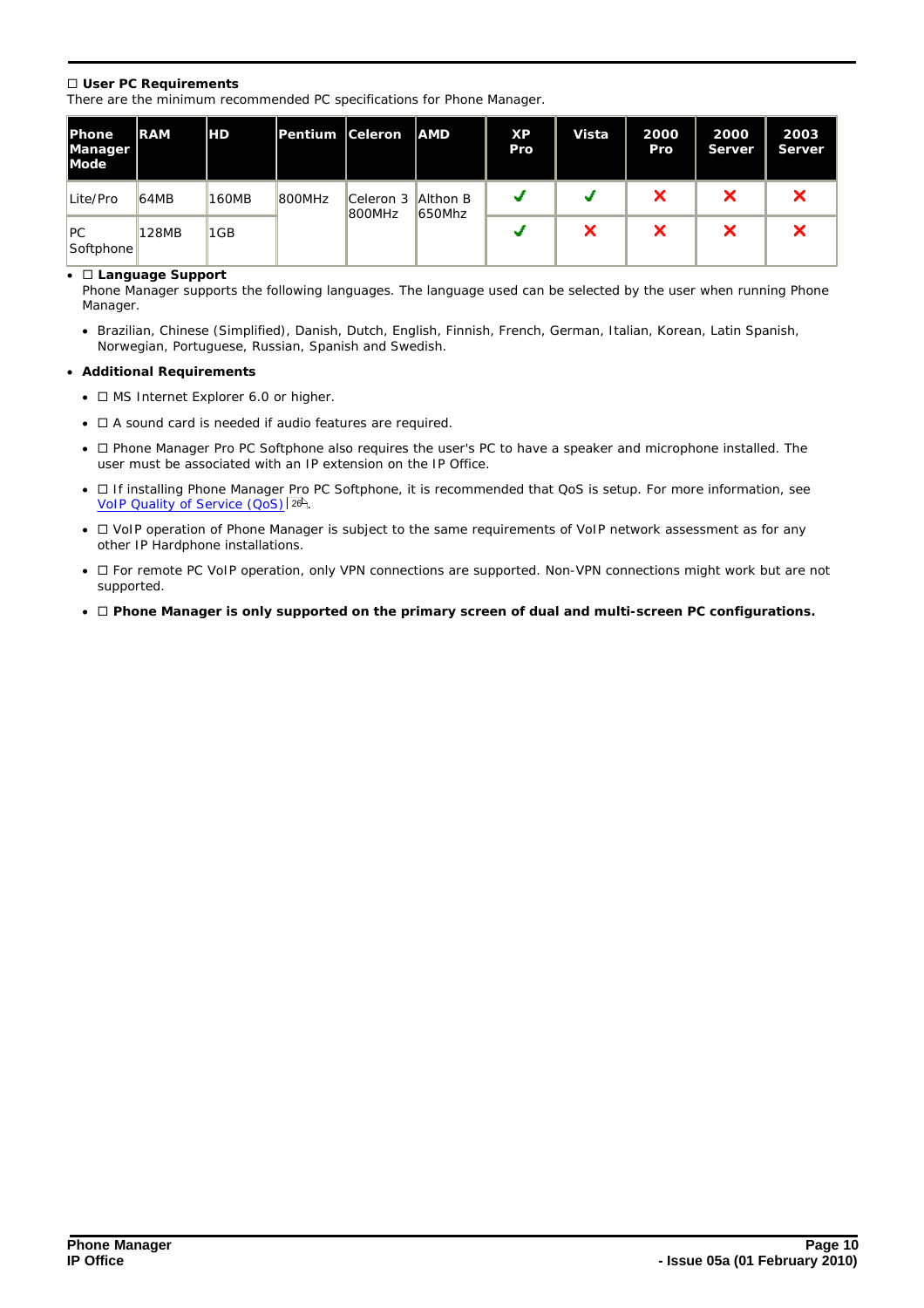☐ **User PC Requirements**
There are the minimum recommended PC specifications for Phone Manager.

| Phone Manager Mode | RAM | HD | Pentium | Celeron | AMD | XP Pro | Vista | 2000 Pro | 2000 Server | 2003 Server |
|---|---|---|---|---|---|---|---|---|---|---|
| Lite/Pro | 64MB | 160MB | 800MHz | Celeron 3 800MHz | Althon B 650Mhz | ✓ | ✓ | ✗ | ✗ | ✗ |
| PC Softphone | 128MB | 1GB | | | | ✓ | ✗ | ✗ | ✗ | ✗ |

- ☐ **Language Support**
  Phone Manager supports the following languages. The language used can be selected by the user when running Phone Manager.
  - Brazilian, Chinese (Simplified), Danish, Dutch, English, Finnish, French, German, Italian, Korean, Latin Spanish, Norwegian, Portuguese, Russian, Spanish and Swedish.
- **Additional Requirements**
  - ☐ MS Internet Explorer 6.0 or higher.
  - ☐ A sound card is needed if audio features are required.
  - ☐ Phone Manager Pro PC Softphone also requires the user's PC to have a speaker and microphone installed. The user must be associated with an IP extension on the IP Office.
  - ☐ If installing Phone Manager Pro PC Softphone, it is recommended that QoS is setup. For more information, see VoIP Quality of Service (QoS) 26.
  - ☐ VoIP operation of Phone Manager is subject to the same requirements of VoIP network assessment as for any other IP Hardphone installations.
  - ☐ For remote PC VoIP operation, only VPN connections are supported. Non-VPN connections might work but are not supported.
  - ☐ **Phone Manager is only supported on the primary screen of dual and multi-screen PC configurations.**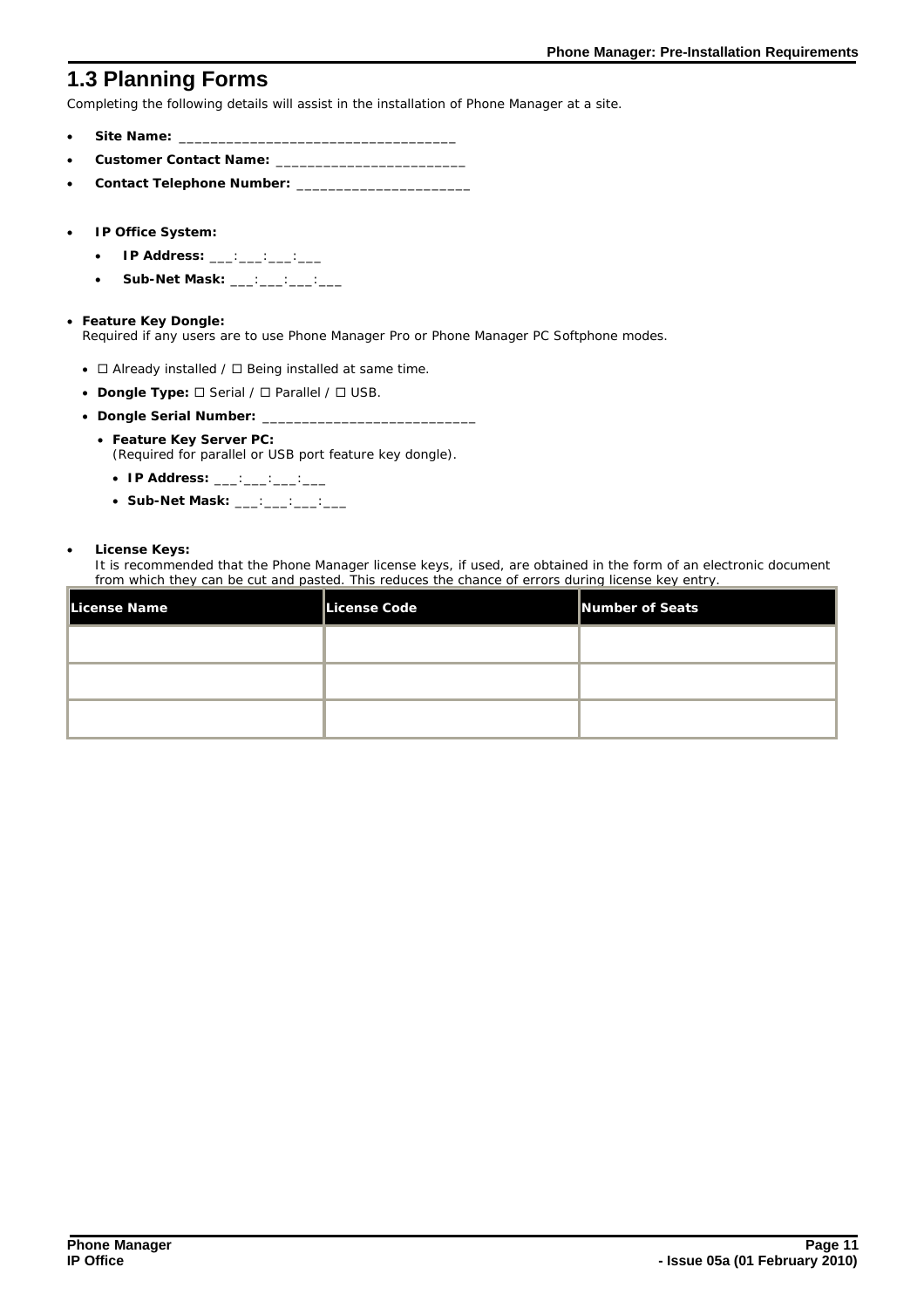## 1.3 Planning Forms

Completing the following details will assist in the installation of Phone Manager at a site.

- **Site Name:** ___________________________________
- **Customer Contact Name:** ________________________
- **Contact Telephone Number:** ______________________

- **IP Office System:**
  - **IP Address:** ___:___:___:___
  - **Sub-Net Mask:** ___:___:___:___

- **Feature Key Dongle:**
  Required if any users are to use Phone Manager Pro or Phone Manager PC Softphone modes.
  - ☐ Already installed / ☐ Being installed at same time.
  - **Dongle Type:** ☐ Serial / ☐ Parallel / ☐ USB.
  - **Dongle Serial Number:** ____________________________
    - **Feature Key Server PC:**
      (Required for parallel or USB port feature key dongle).
      - **IP Address:** ___:___:___:___
      - **Sub-Net Mask:** ___:___:___:___

- **License Keys:**
  It is recommended that the Phone Manager license keys, if used, are obtained in the form of an electronic document from which they can be cut and pasted. This reduces the chance of errors during license key entry.

| License Name | License Code | Number of Seats |
| --- | --- | --- |
| | | |
| | | |
| | | |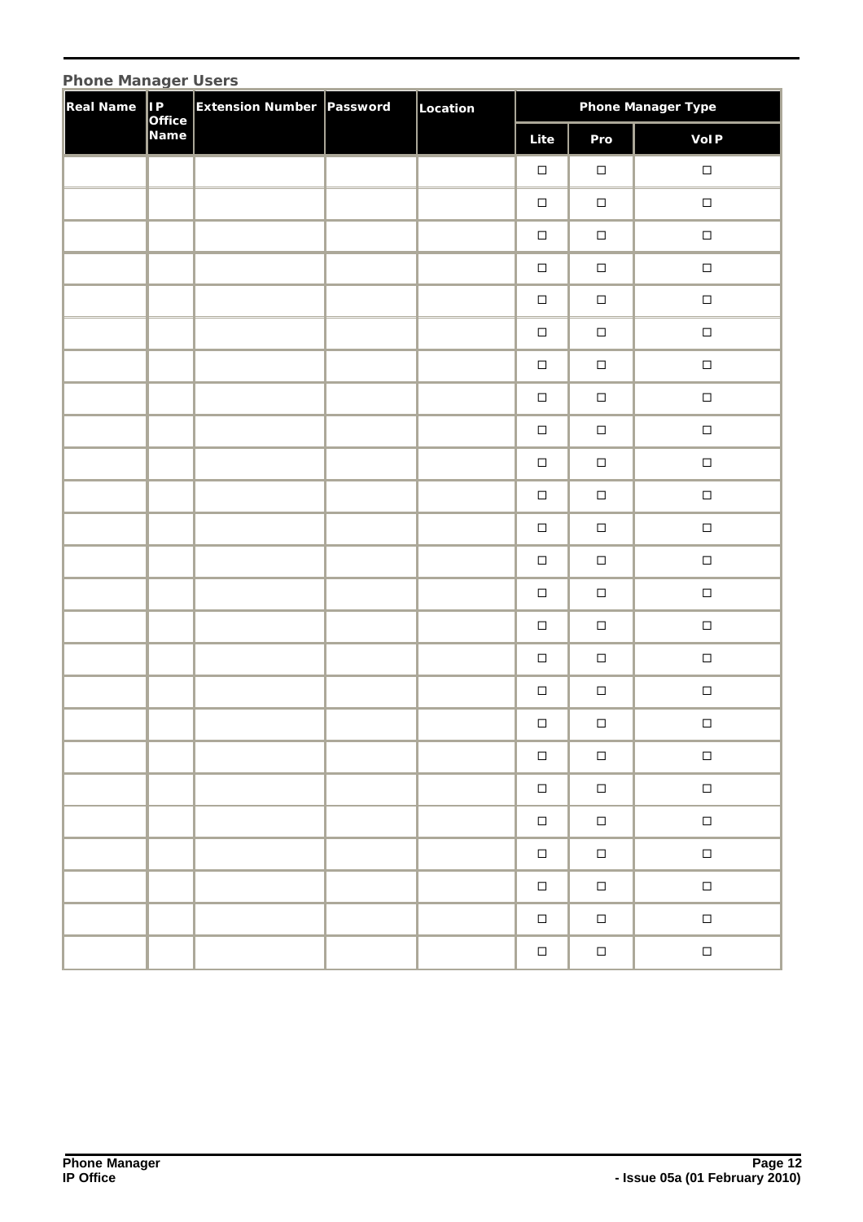### Phone Manager Users

| Real Name | IP Office Name | Extension Number | Password | Location | Phone Manager Type | | |
|---|---|---|---|---|---|---|---|
| | | | | | Lite | Pro | VoIP |
| | | | | | □ | □ | □ |
| | | | | | □ | □ | □ |
| | | | | | □ | □ | □ |
| | | | | | □ | □ | □ |
| | | | | | □ | □ | □ |
| | | | | | □ | □ | □ |
| | | | | | □ | □ | □ |
| | | | | | □ | □ | □ |
| | | | | | □ | □ | □ |
| | | | | | □ | □ | □ |
| | | | | | □ | □ | □ |
| | | | | | □ | □ | □ |
| | | | | | □ | □ | □ |
| | | | | | □ | □ | □ |
| | | | | | □ | □ | □ |
| | | | | | □ | □ | □ |
| | | | | | □ | □ | □ |
| | | | | | □ | □ | □ |
| | | | | | □ | □ | □ |
| | | | | | □ | □ | □ |
| | | | | | □ | □ | □ |
| | | | | | □ | □ | □ |
| | | | | | □ | □ | □ |
| | | | | | □ | □ | □ |
| | | | | | □ | □ | □ |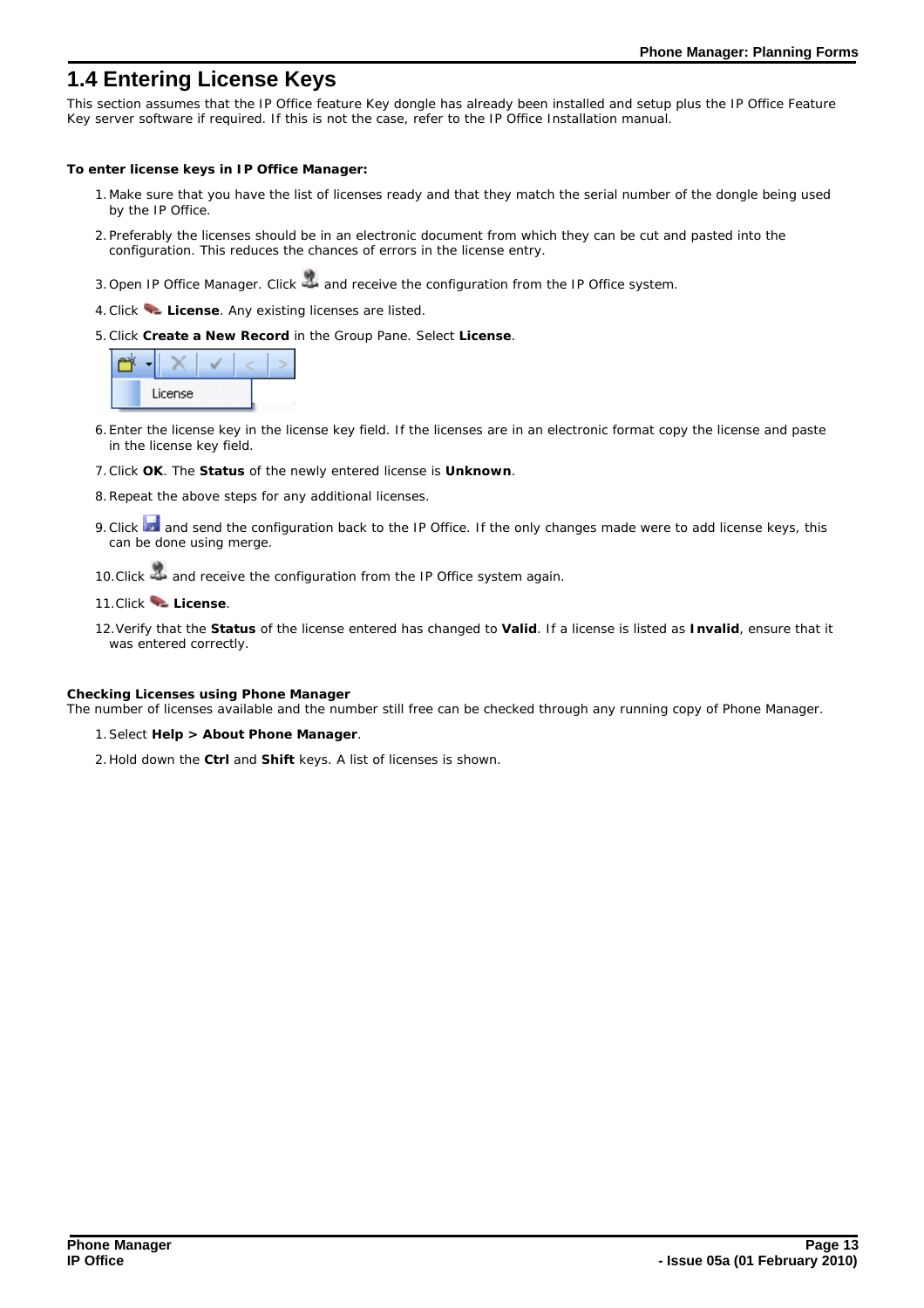# 1.4 Entering License Keys

This section assumes that the IP Office feature Key dongle has already been installed and setup plus the IP Office Feature Key server software if required. If this is not the case, refer to the IP Office Installation manual.

**To enter license keys in IP Office Manager:**

1. Make sure that you have the list of licenses ready and that they match the serial number of the dongle being used by the IP Office.
2. Preferably the licenses should be in an electronic document from which they can be cut and pasted into the configuration. This reduces the chances of errors in the license entry.
3. Open IP Office Manager. Click and receive the configuration from the IP Office system.
4. Click **License**. Any existing licenses are listed.
5. Click **Create a New Record** in the Group Pane. Select **License**.
6. Enter the license key in the license key field. If the licenses are in an electronic format copy the license and paste in the license key field.
7. Click **OK**. The **Status** of the newly entered license is **Unknown**.
8. Repeat the above steps for any additional licenses.
9. Click and send the configuration back to the IP Office. If the only changes made were to add license keys, this can be done using merge.
10. Click and receive the configuration from the IP Office system again.
11. Click **License**.
12. Verify that the **Status** of the license entered has changed to **Valid**. If a license is listed as **Invalid**, ensure that it was entered correctly.

**Checking Licenses using Phone Manager**

The number of licenses available and the number still free can be checked through any running copy of Phone Manager.

1. Select **Help > About Phone Manager**.
2. Hold down the **Ctrl** and **Shift** keys. A list of licenses is shown.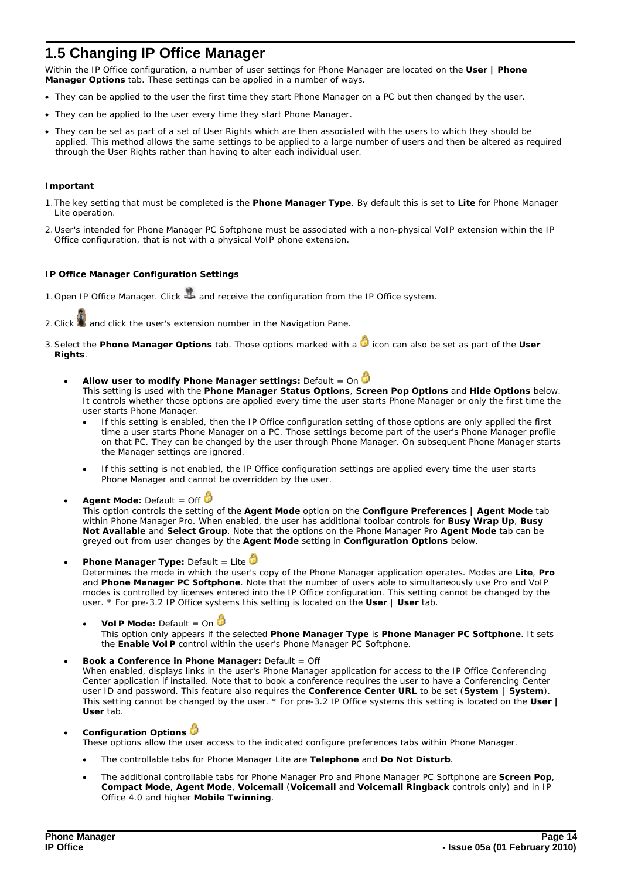# 1.5 Changing IP Office Manager

Within the IP Office configuration, a number of user settings for Phone Manager are located on the **User | Phone Manager Options** tab. These settings can be applied in a number of ways.

- They can be applied to the user the first time they start Phone Manager on a PC but then changed by the user.
- They can be applied to the user every time they start Phone Manager.
- They can be set as part of a set of User Rights which are then associated with the users to which they should be applied. This method allows the same settings to be applied to a large number of users and then be altered as required through the User Rights rather than having to alter each individual user.

**Important**

1. The key setting that must be completed is the **Phone Manager Type**. By default this is set to **Lite** for Phone Manager Lite operation.
2. User's intended for Phone Manager PC Softphone must be associated with a non-physical VoIP extension within the IP Office configuration, that is not with a physical VoIP phone extension.

**IP Office Manager Configuration Settings**

1. Open IP Office Manager. Click and receive the configuration from the IP Office system.
2. Click and click the user's extension number in the Navigation Pane.
3. Select the **Phone Manager Options** tab. Those options marked with a icon can also be set as part of the **User Rights**.

   - **Allow user to modify Phone Manager settings:** Default = On
     This setting is used with the **Phone Manager Status Options**, **Screen Pop Options** and **Hide Options** below. It controls whether those options are applied every time the user starts Phone Manager or only the first time the user starts Phone Manager.
     - If this setting is enabled, then the IP Office configuration setting of those options are only applied the first time a user starts Phone Manager on a PC. Those settings become part of the user's Phone Manager profile on that PC. They can be changed by the user through Phone Manager. On subsequent Phone Manager starts the Manager settings are ignored.
     - If this setting is not enabled, the IP Office configuration settings are applied every time the user starts Phone Manager and cannot be overridden by the user.

   - **Agent Mode:** Default = Off
     This option controls the setting of the **Agent Mode** option on the **Configure Preferences | Agent Mode** tab within Phone Manager Pro. When enabled, the user has additional toolbar controls for **Busy Wrap Up**, **Busy Not Available** and **Select Group**. Note that the options on the Phone Manager Pro **Agent Mode** tab can be greyed out from user changes by the **Agent Mode** setting in **Configuration Options** below.

   - **Phone Manager Type:** Default = Lite
     Determines the mode in which the user's copy of the Phone Manager application operates. Modes are **Lite**, **Pro** and **Phone Manager PC Softphone**. Note that the number of users able to simultaneously use Pro and VoIP modes is controlled by licenses entered into the IP Office configuration. This setting cannot be changed by the user. * For pre-3.2 IP Office systems this setting is located on the **User | User** tab.

     - **VoIP Mode:** Default = On
       This option only appears if the selected **Phone Manager Type** is **Phone Manager PC Softphone**. It sets the **Enable VoIP** control within the user's Phone Manager PC Softphone.

   - **Book a Conference in Phone Manager:** Default = Off
     When enabled, displays links in the user's Phone Manager application for access to the IP Office Conferencing Center application if installed. Note that to book a conference requires the user to have a Conferencing Center user ID and password. This feature also requires the **Conference Center URL** to be set (**System | System**). This setting cannot be changed by the user. * For pre-3.2 IP Office systems this setting is located on the **User | User** tab.

   - **Configuration Options**
     These options allow the user access to the indicated configure preferences tabs within Phone Manager.

     - The controllable tabs for Phone Manager Lite are **Telephone** and **Do Not Disturb**.
     - The additional controllable tabs for Phone Manager Pro and Phone Manager PC Softphone are **Screen Pop**, **Compact Mode**, **Agent Mode**, **Voicemail** (**Voicemail** and **Voicemail Ringback** controls only) and in IP Office 4.0 and higher **Mobile Twinning**.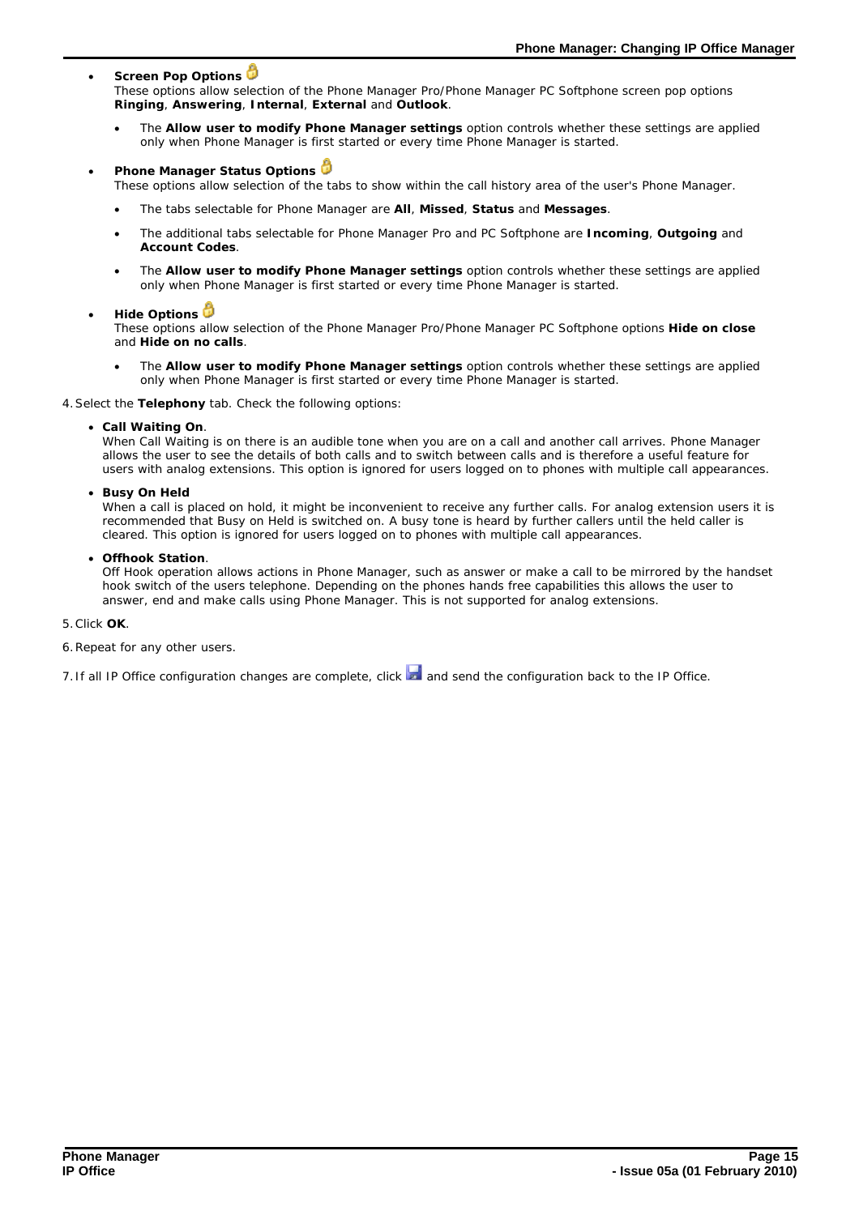- **Screen Pop Options**
  These options allow selection of the Phone Manager Pro/Phone Manager PC Softphone screen pop options **Ringing**, **Answering**, **Internal**, **External** and **Outlook**.
  - The **Allow user to modify Phone Manager settings** option controls whether these settings are applied only when Phone Manager is first started or every time Phone Manager is started.
- **Phone Manager Status Options**
  These options allow selection of the tabs to show within the call history area of the user's Phone Manager.
  - The tabs selectable for Phone Manager are **All**, **Missed**, **Status** and **Messages**.
  - The additional tabs selectable for Phone Manager Pro and PC Softphone are **Incoming**, **Outgoing** and **Account Codes**.
  - The **Allow user to modify Phone Manager settings** option controls whether these settings are applied only when Phone Manager is first started or every time Phone Manager is started.
- **Hide Options**
  These options allow selection of the Phone Manager Pro/Phone Manager PC Softphone options **Hide on close** and **Hide on no calls**.
  - The **Allow user to modify Phone Manager settings** option controls whether these settings are applied only when Phone Manager is first started or every time Phone Manager is started.

4. Select the **Telephony** tab. Check the following options:
   - **Call Waiting On**.
     When Call Waiting is on there is an audible tone when you are on a call and another call arrives. Phone Manager allows the user to see the details of both calls and to switch between calls and is therefore a useful feature for users with analog extensions. This option is ignored for users logged on to phones with multiple call appearances.
   - **Busy On Held**
     When a call is placed on hold, it might be inconvenient to receive any further calls. For analog extension users it is recommended that Busy on Held is switched on. A busy tone is heard by further callers until the held caller is cleared. This option is ignored for users logged on to phones with multiple call appearances.
   - **Offhook Station**.
     Off Hook operation allows actions in Phone Manager, such as answer or make a call to be mirrored by the handset hook switch of the users telephone. Depending on the phones hands free capabilities this allows the user to answer, end and make calls using Phone Manager. This is not supported for analog extensions.
5. Click **OK**.
6. Repeat for any other users.
7. If all IP Office configuration changes are complete, click and send the configuration back to the IP Office.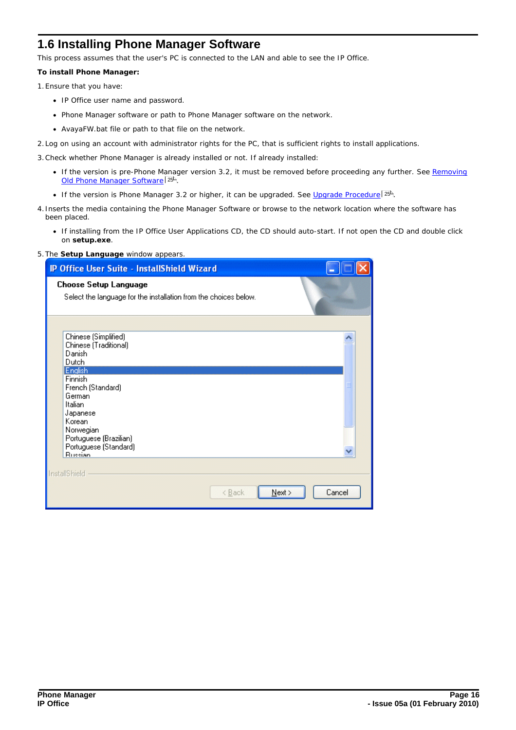## 1.6 Installing Phone Manager Software

This process assumes that the user's PC is connected to the LAN and able to see the IP Office.

**To install Phone Manager:**

1. Ensure that you have:
    - IP Office user name and password.
    - Phone Manager software or path to Phone Manager software on the network.
    - AvayaFW.bat file or path to that file on the network.
2. Log on using an account with administrator rights for the PC, that is sufficient rights to install applications.
3. Check whether Phone Manager is already installed or not. If already installed:
    - If the version is pre-Phone Manager version 3.2, it must be removed before proceeding any further. See Removing Old Phone Manager Software 25.
    - If the version is Phone Manager 3.2 or higher, it can be upgraded. See Upgrade Procedure 25.
4. Inserts the media containing the Phone Manager Software or browse to the network location where the software has been placed.
    - If installing from the IP Office User Applications CD, the CD should auto-start. If not open the CD and double click on **setup.exe**.
5. The **Setup Language** window appears.

IP Office User Suite - InstallShield Wizard

**Choose Setup Language**

Select the language for the installation from the choices below.

Chinese (Simplified)
Chinese (Traditional)
Danish
Dutch
English
Finnish
French (Standard)
German
Italian
Japanese
Korean
Norwegian
Portuguese (Brazilian)
Portuguese (Standard)
Russian

InstallShield

< Back | Next > | Cancel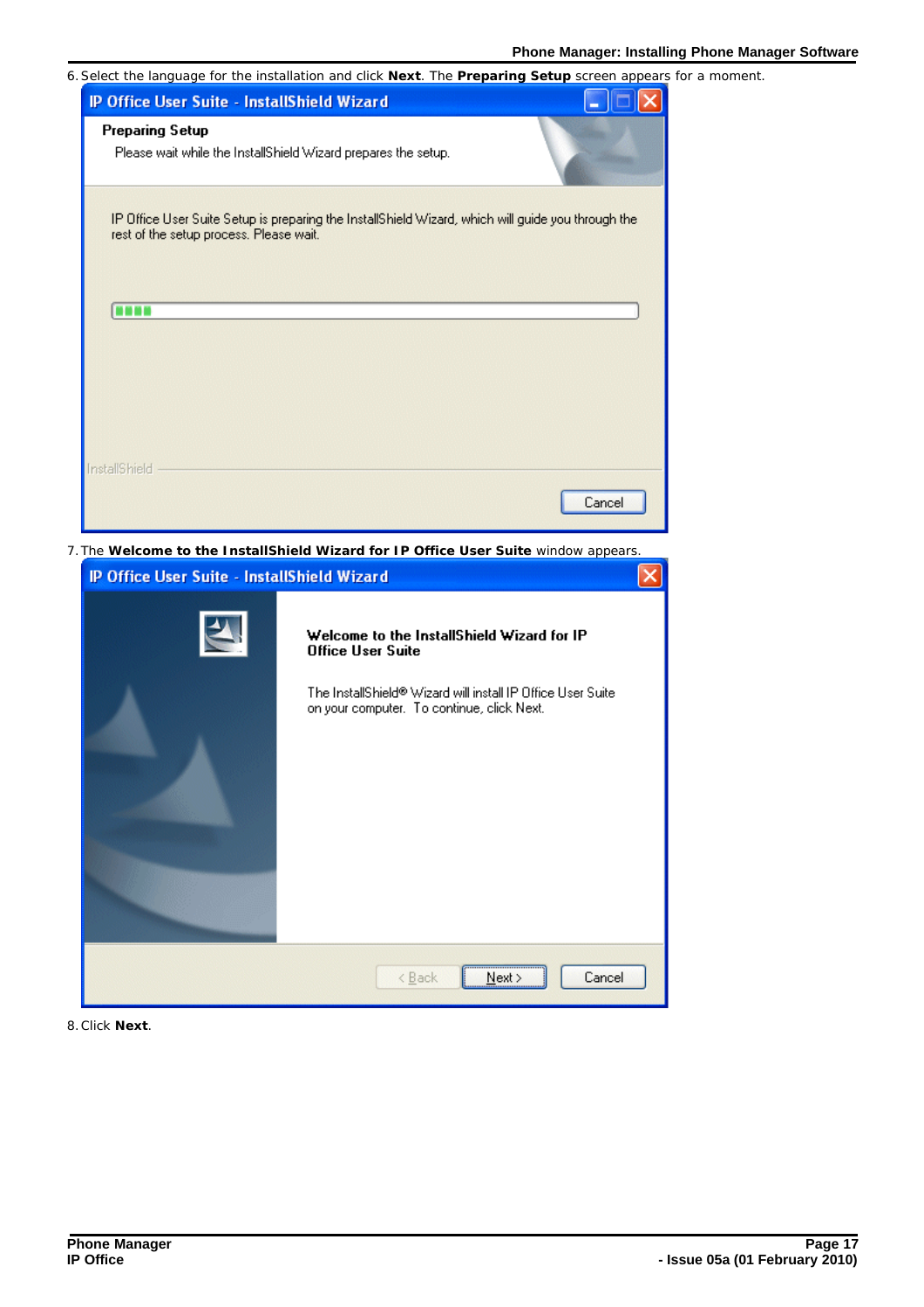6. Select the language for the installation and click **Next**. The **Preparing Setup** screen appears for a moment.

7. The **Welcome to the InstallShield Wizard for IP Office User Suite** window appears.

8. Click **Next**.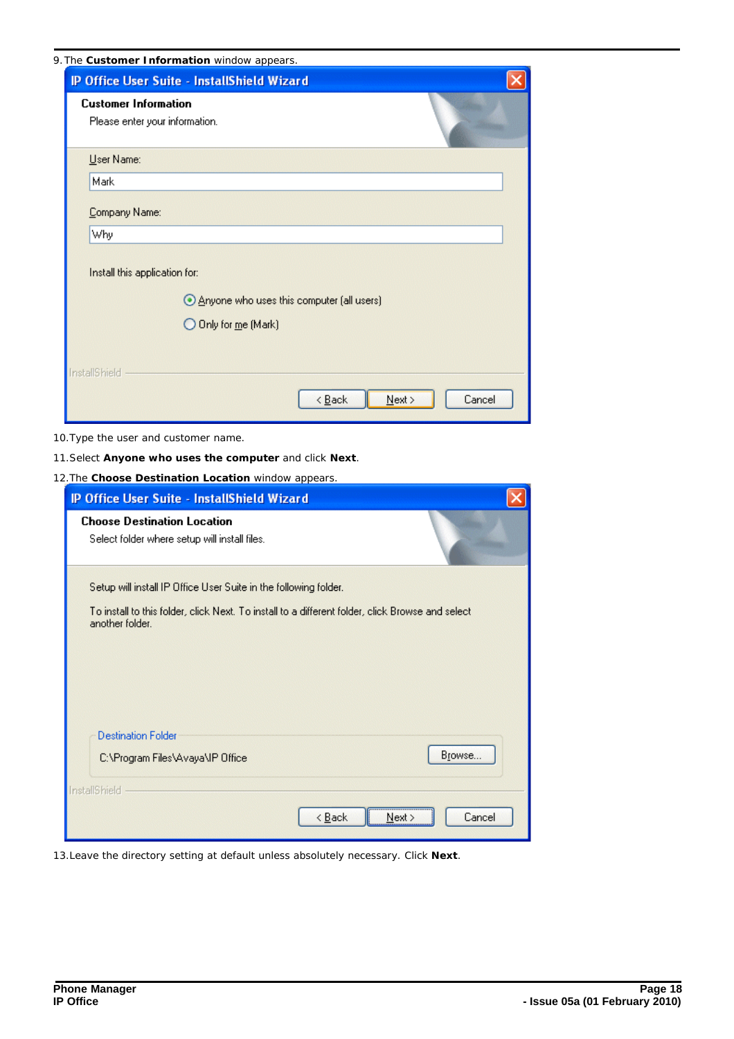9. The **Customer Information** window appears.

10. Type the user and customer name.

11. Select **Anyone who uses the computer** and click **Next**.

12. The **Choose Destination Location** window appears.

13. Leave the directory setting at default unless absolutely necessary. Click **Next**.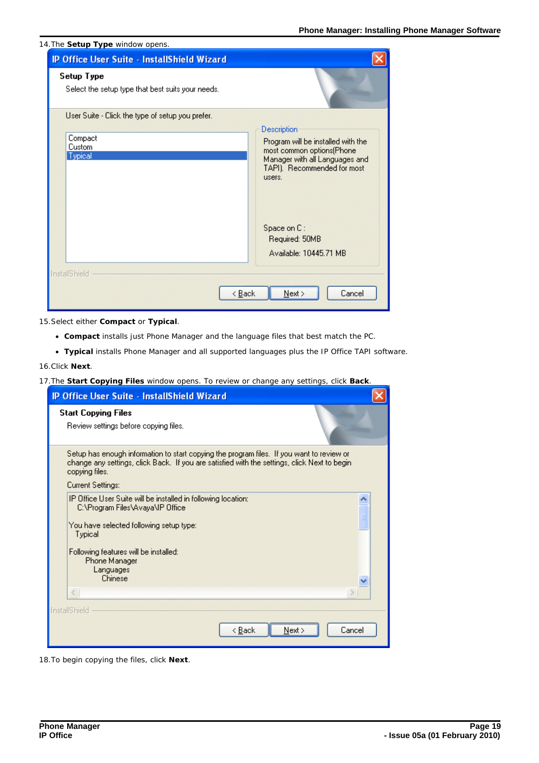14.The **Setup Type** window opens.

15.Select either **Compact** or **Typical**.

- **Compact** installs just Phone Manager and the language files that best match the PC.
- **Typical** installs Phone Manager and all supported languages plus the IP Office TAPI software.

16.Click **Next**.

17.The **Start Copying Files** window opens. To review or change any settings, click **Back**.

18.To begin copying the files, click **Next**.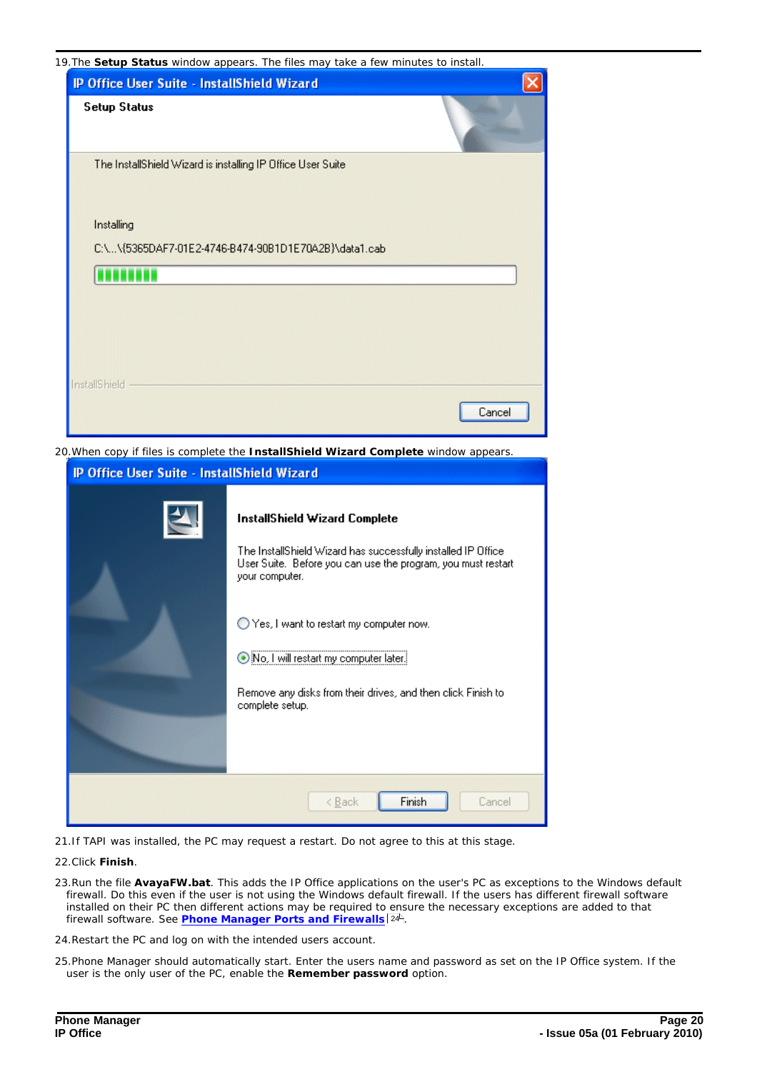19. The **Setup Status** window appears. The files may take a few minutes to install.

20. When copy if files is complete the **InstallShield Wizard Complete** window appears.

21. If TAPI was installed, the PC may request a restart. Do not agree to this at this stage.

22. Click **Finish**.

23. Run the file **AvayaFW.bat**. This adds the IP Office applications on the user's PC as exceptions to the Windows default firewall. Do this even if the user is not using the Windows default firewall. If the users has different firewall software installed on their PC then different actions may be required to ensure the necessary exceptions are added to that firewall software. See **Phone Manager Ports and Firewalls** 24.

24. Restart the PC and log on with the intended users account.

25. Phone Manager should automatically start. Enter the users name and password as set on the IP Office system. If the user is the only user of the PC, enable the **Remember password** option.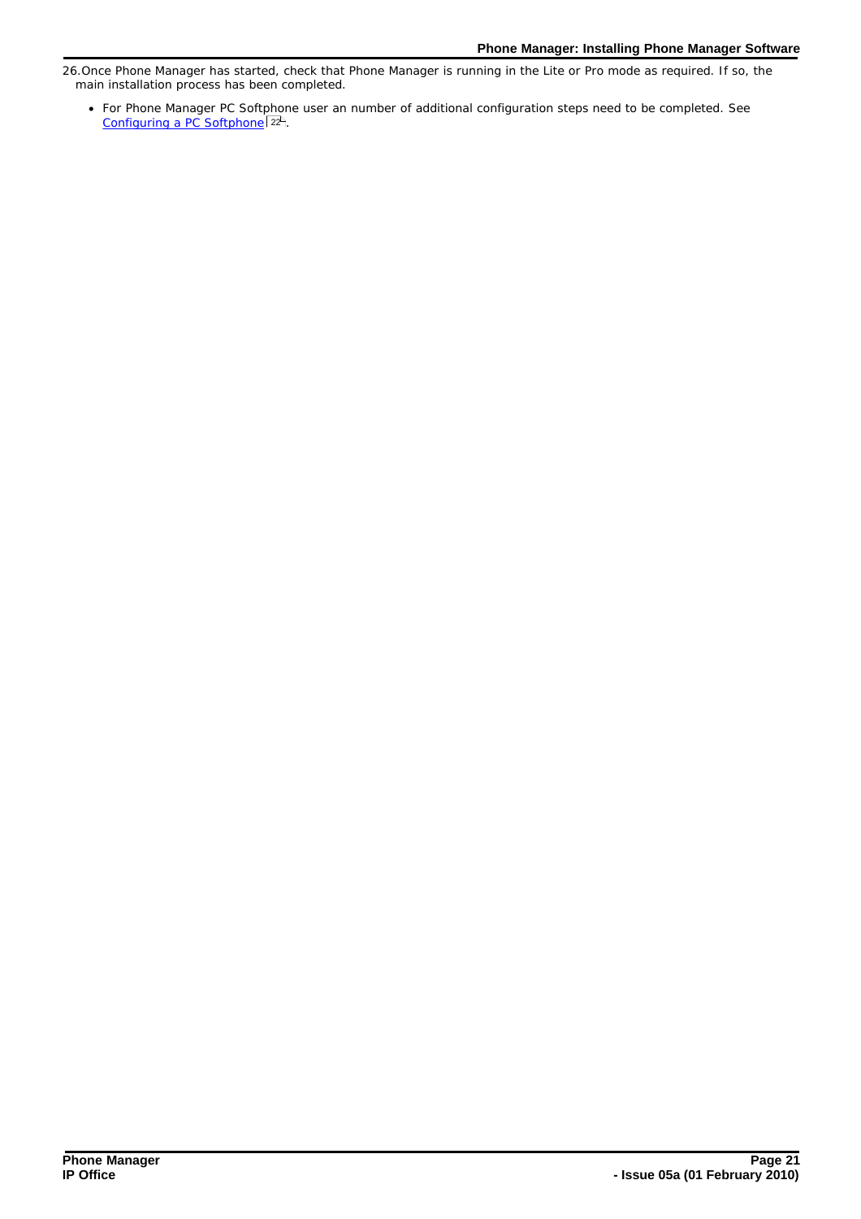26. Once Phone Manager has started, check that Phone Manager is running in the Lite or Pro mode as required. If so, the main installation process has been completed.

    - For Phone Manager PC Softphone user an number of additional configuration steps need to be completed. See Configuring a PC Softphone[22].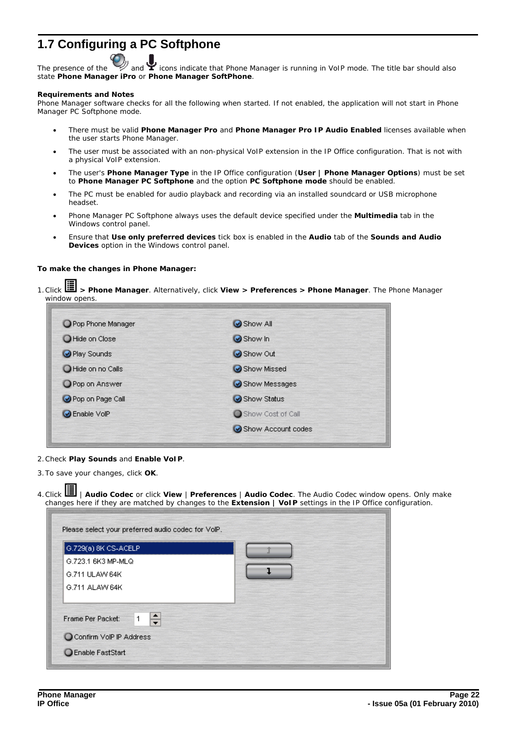## 1.7 Configuring a PC Softphone

The presence of the and icons indicate that Phone Manager is running in VoIP mode. The title bar should also state **Phone Manager iPro** or **Phone Manager SoftPhone**.

**Requirements and Notes**

Phone Manager software checks for all the following when started. If not enabled, the application will not start in Phone Manager PC Softphone mode.

- There must be valid **Phone Manager Pro** and **Phone Manager Pro IP Audio Enabled** licenses available when the user starts Phone Manager.
- The user must be associated with an non-physical VoIP extension in the IP Office configuration. That is not with a physical VoIP extension.
- The user's **Phone Manager Type** in the IP Office configuration (**User | Phone Manager Options**) must be set to **Phone Manager PC Softphone** and the option **PC Softphone mode** should be enabled.
- The PC must be enabled for audio playback and recording via an installed soundcard or USB microphone headset.
- Phone Manager PC Softphone always uses the default device specified under the **Multimedia** tab in the Windows control panel.
- Ensure that **Use only preferred devices** tick box is enabled in the **Audio** tab of the **Sounds and Audio Devices** option in the Windows control panel.

**To make the changes in Phone Manager:**

1. Click **> Phone Manager**. Alternatively, click **View > Preferences > Phone Manager**. The Phone Manager window opens.

2. Check **Play Sounds** and **Enable VoIP**.

3. To save your changes, click **OK**.

4. Click | **Audio Codec** or click **View** | **Preferences** | **Audio Codec**. The Audio Codec window opens. Only make changes here if they are matched by changes to the **Extension | VoIP** settings in the IP Office configuration.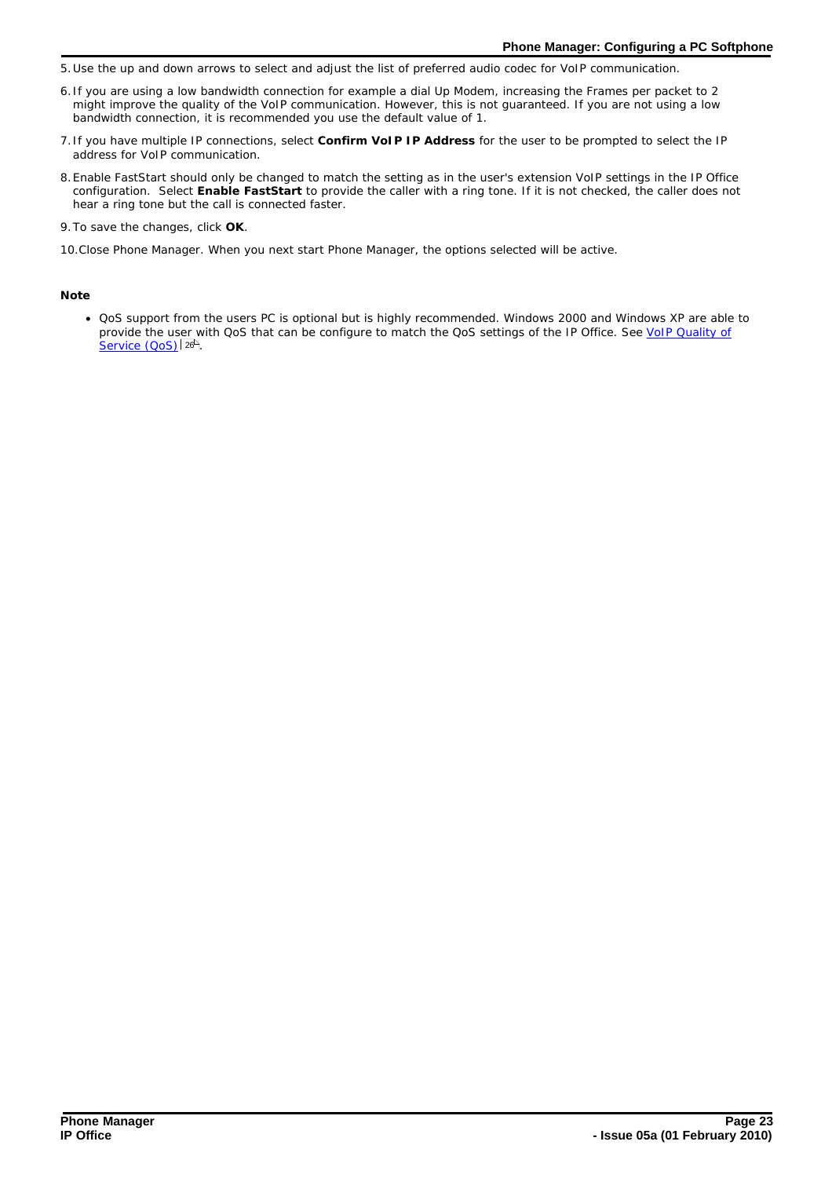5. Use the up and down arrows to select and adjust the list of preferred audio codec for VoIP communication.

6. If you are using a low bandwidth connection for example a dial Up Modem, increasing the Frames per packet to 2 might improve the quality of the VoIP communication. However, this is not guaranteed. If you are not using a low bandwidth connection, it is recommended you use the default value of 1.

7. If you have multiple IP connections, select **Confirm VoIP IP Address** for the user to be prompted to select the IP address for VoIP communication.

8. Enable FastStart should only be changed to match the setting as in the user's extension VoIP settings in the IP Office configuration. Select **Enable FastStart** to provide the caller with a ring tone. If it is not checked, the caller does not hear a ring tone but the call is connected faster.

9. To save the changes, click **OK**.

10. Close Phone Manager. When you next start Phone Manager, the options selected will be active.

**Note**

- QoS support from the users PC is optional but is highly recommended. Windows 2000 and Windows XP are able to provide the user with QoS that can be configure to match the QoS settings of the IP Office. See VoIP Quality of Service (QoS) 26.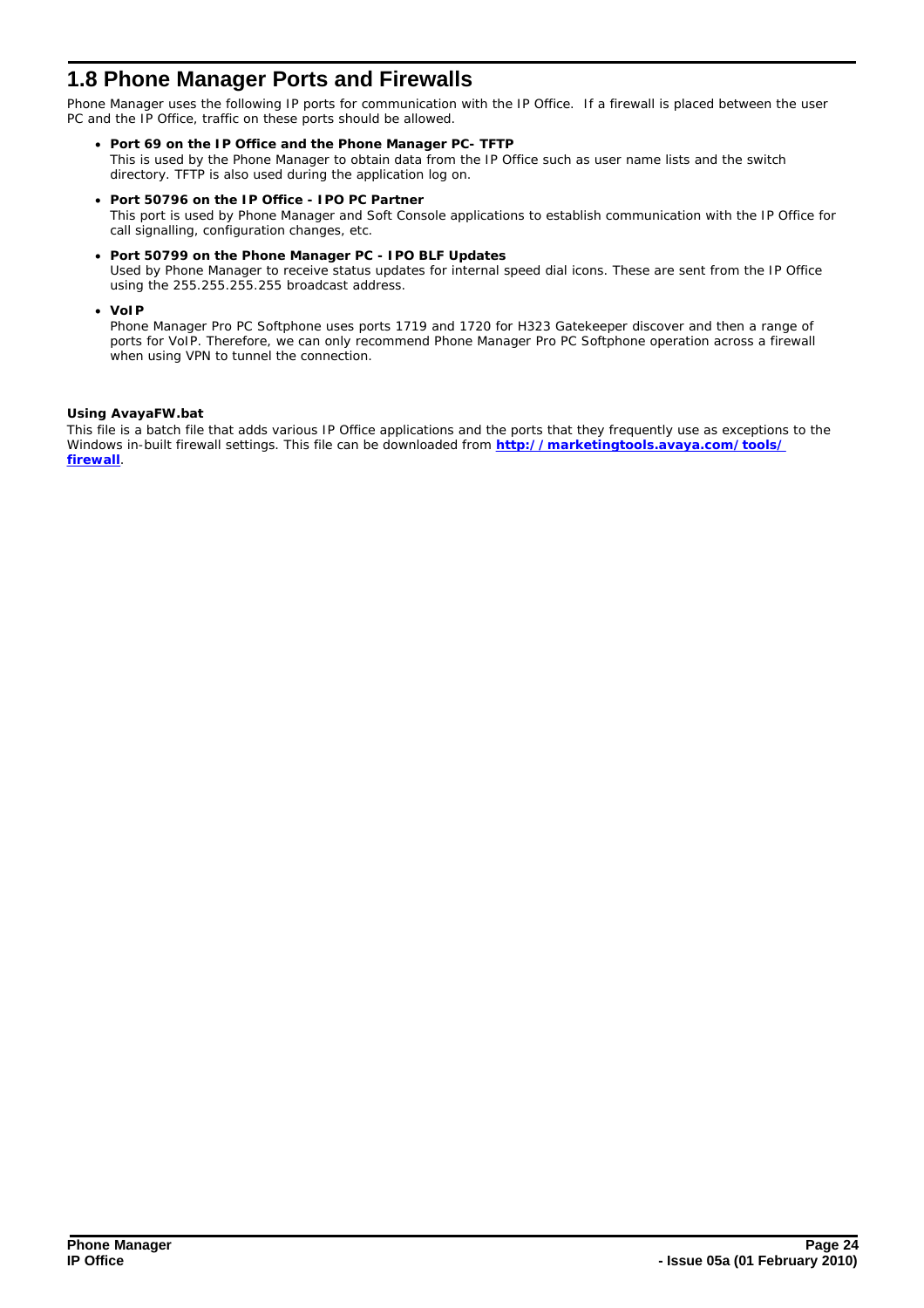## 1.8 Phone Manager Ports and Firewalls

Phone Manager uses the following IP ports for communication with the IP Office. If a firewall is placed between the user PC and the IP Office, traffic on these ports should be allowed.

- **Port 69 on the IP Office and the Phone Manager PC- TFTP**
  This is used by the Phone Manager to obtain data from the IP Office such as user name lists and the switch directory. TFTP is also used during the application log on.

- **Port 50796 on the IP Office - IPO PC Partner**
  This port is used by Phone Manager and Soft Console applications to establish communication with the IP Office for call signalling, configuration changes, etc.

- **Port 50799 on the Phone Manager PC - IPO BLF Updates**
  Used by Phone Manager to receive status updates for internal speed dial icons. These are sent from the IP Office using the 255.255.255.255 broadcast address.

- **VoIP**
  Phone Manager Pro PC Softphone uses ports 1719 and 1720 for H323 Gatekeeper discover and then a range of ports for VoIP. Therefore, we can only recommend Phone Manager Pro PC Softphone operation across a firewall when using VPN to tunnel the connection.

**Using AvayaFW.bat**

This file is a batch file that adds various IP Office applications and the ports that they frequently use as exceptions to the Windows in-built firewall settings. This file can be downloaded from **http://marketingtools.avaya.com/tools/firewall**.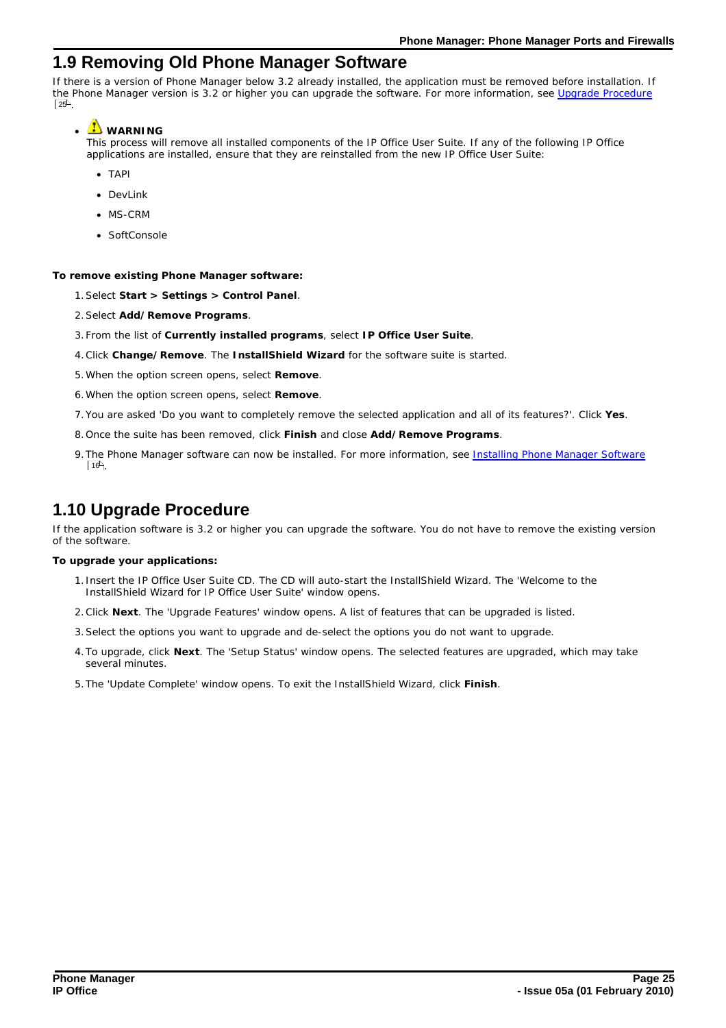# 1.9 Removing Old Phone Manager Software

If there is a version of Phone Manager below 3.2 already installed, the application must be removed before installation. If the Phone Manager version is 3.2 or higher you can upgrade the software. For more information, see Upgrade Procedure 25.

- ⚠ **WARNING**
  This process will remove all installed components of the IP Office User Suite. If any of the following IP Office applications are installed, ensure that they are reinstalled from the new IP Office User Suite:
  - TAPI
  - DevLink
  - MS-CRM
  - SoftConsole

**To remove existing Phone Manager software:**

1. Select **Start > Settings > Control Panel**.
2. Select **Add/Remove Programs**.
3. From the list of **Currently installed programs**, select **IP Office User Suite**.
4. Click **Change/Remove**. The **InstallShield Wizard** for the software suite is started.
5. When the option screen opens, select **Remove**.
6. When the option screen opens, select **Remove**.
7. You are asked 'Do you want to completely remove the selected application and all of its features?'. Click **Yes**.
8. Once the suite has been removed, click **Finish** and close **Add/Remove Programs**.
9. The Phone Manager software can now be installed. For more information, see Installing Phone Manager Software 16.

# 1.10 Upgrade Procedure

If the application software is 3.2 or higher you can upgrade the software. You do not have to remove the existing version of the software.

**To upgrade your applications:**

1. Insert the IP Office User Suite CD. The CD will auto-start the InstallShield Wizard. The 'Welcome to the InstallShield Wizard for IP Office User Suite' window opens.
2. Click **Next**. The 'Upgrade Features' window opens. A list of features that can be upgraded is listed.
3. Select the options you want to upgrade and de-select the options you do not want to upgrade.
4. To upgrade, click **Next**. The 'Setup Status' window opens. The selected features are upgraded, which may take several minutes.
5. The 'Update Complete' window opens. To exit the InstallShield Wizard, click **Finish**.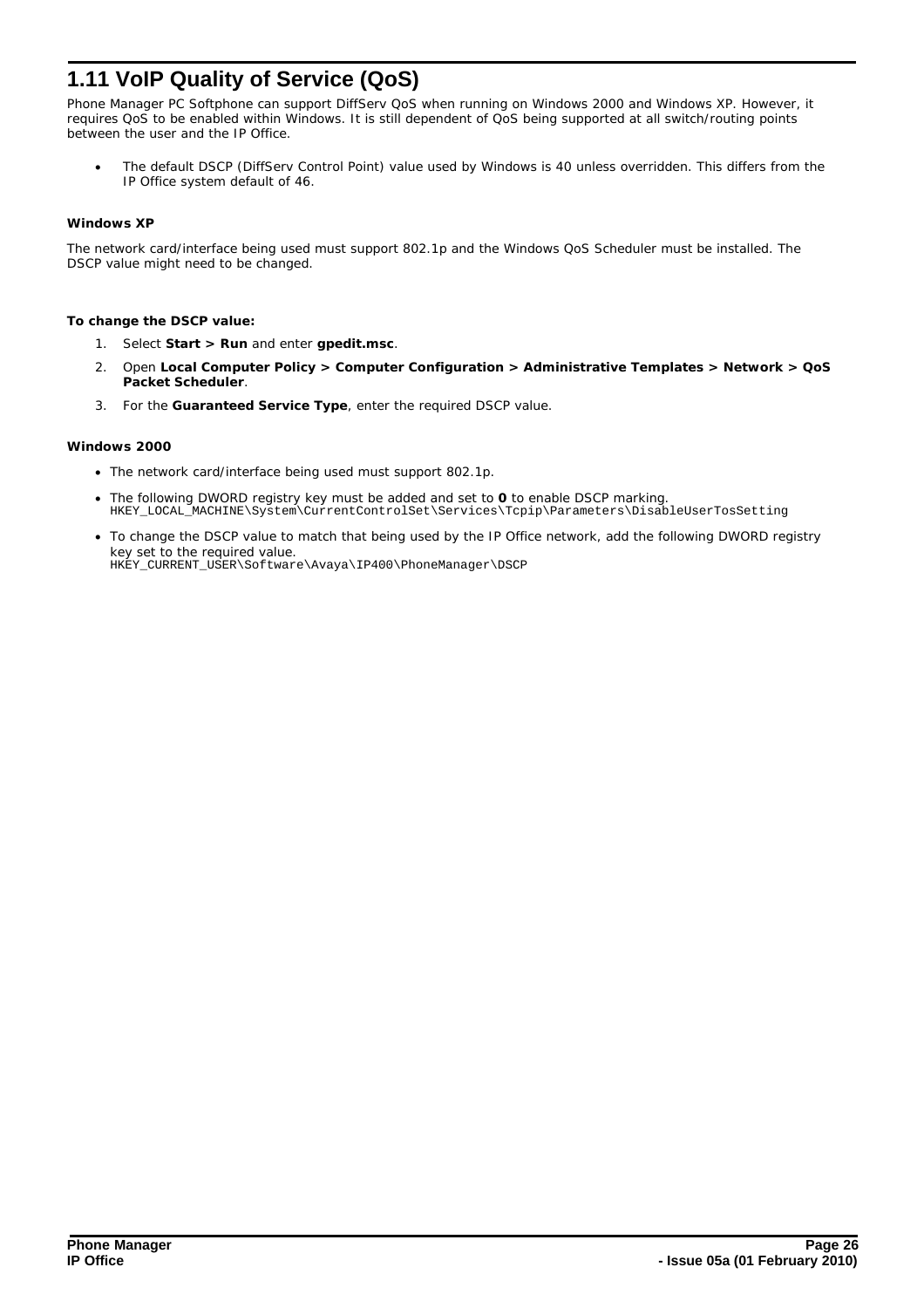# 1.11 VoIP Quality of Service (QoS)

Phone Manager PC Softphone can support DiffServ QoS when running on Windows 2000 and Windows XP. However, it requires QoS to be enabled within Windows. It is still dependent of QoS being supported at all switch/routing points between the user and the IP Office.

- The default DSCP (DiffServ Control Point) value used by Windows is 40 unless overridden. This differs from the IP Office system default of 46.

**Windows XP**

The network card/interface being used must support 802.1p and the Windows QoS Scheduler must be installed. The DSCP value might need to be changed.

**To change the DSCP value:**

1. Select **Start > Run** and enter **gpedit.msc**.
2. Open **Local Computer Policy > Computer Configuration > Administrative Templates > Network > QoS Packet Scheduler**.
3. For the **Guaranteed Service Type**, enter the required DSCP value.

**Windows 2000**

- The network card/interface being used must support 802.1p.
- The following DWORD registry key must be added and set to **0** to enable DSCP marking.
  `HKEY_LOCAL_MACHINE\System\CurrentControlSet\Services\Tcpip\Parameters\DisableUserTosSetting`
- To change the DSCP value to match that being used by the IP Office network, add the following DWORD registry key set to the required value.
  `HKEY_CURRENT_USER\Software\Avaya\IP400\PhoneManager\DSCP`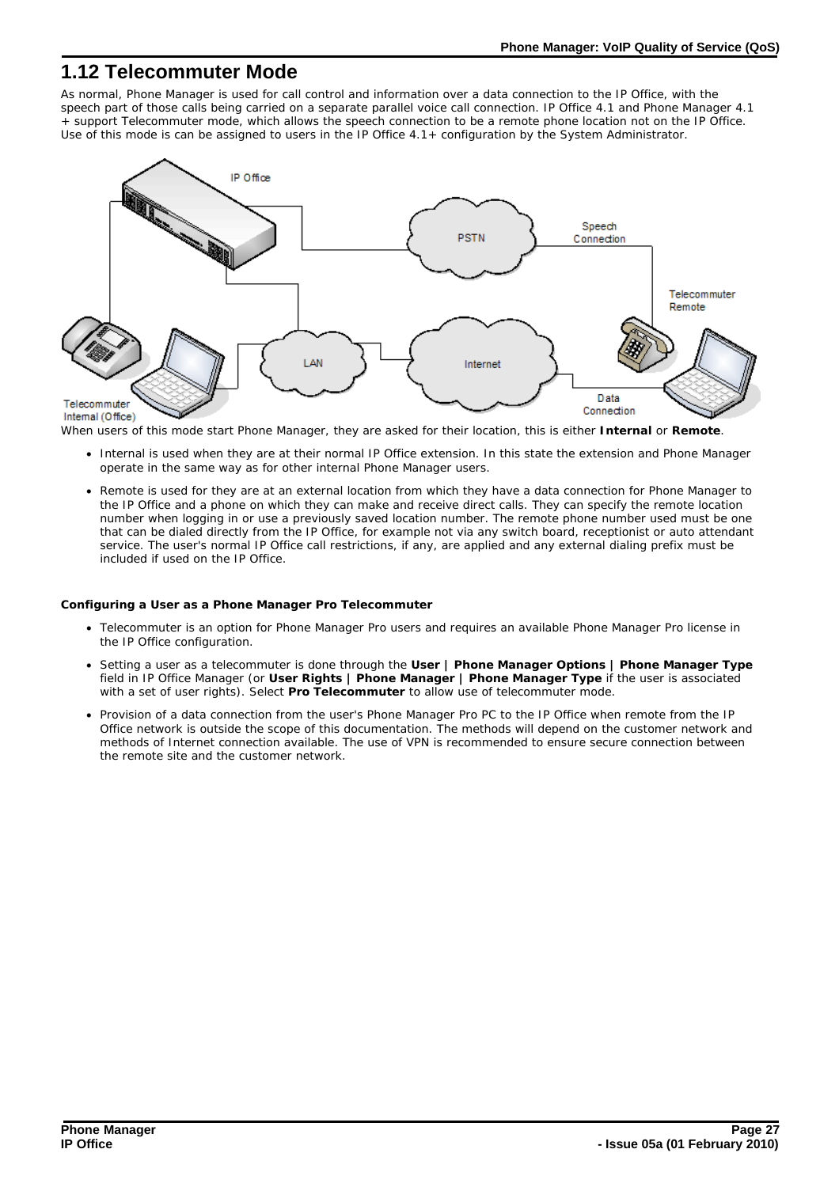# 1.12 Telecommuter Mode

As normal, Phone Manager is used for call control and information over a data connection to the IP Office, with the speech part of those calls being carried on a separate parallel voice call connection. IP Office 4.1 and Phone Manager 4.1 + support Telecommuter mode, which allows the speech connection to be a remote phone location not on the IP Office. Use of this mode is can be assigned to users in the IP Office 4.1+ configuration by the System Administrator.

When users of this mode start Phone Manager, they are asked for their location, this is either **Internal** or **Remote**.

- Internal is used when they are at their normal IP Office extension. In this state the extension and Phone Manager operate in the same way as for other internal Phone Manager users.
- Remote is used for they are at an external location from which they have a data connection for Phone Manager to the IP Office and a phone on which they can make and receive direct calls. They can specify the remote location number when logging in or use a previously saved location number. The remote phone number used must be one that can be dialed directly from the IP Office, for example not via any switch board, receptionist or auto attendant service. The user's normal IP Office call restrictions, if any, are applied and any external dialing prefix must be included if used on the IP Office.

**Configuring a User as a Phone Manager Pro Telecommuter**

- Telecommuter is an option for Phone Manager Pro users and requires an available Phone Manager Pro license in the IP Office configuration.
- Setting a user as a telecommuter is done through the **User | Phone Manager Options | Phone Manager Type** field in IP Office Manager (or **User Rights | Phone Manager | Phone Manager Type** if the user is associated with a set of user rights). Select **Pro Telecommuter** to allow use of telecommuter mode.
- Provision of a data connection from the user's Phone Manager Pro PC to the IP Office when remote from the IP Office network is outside the scope of this documentation. The methods will depend on the customer network and methods of Internet connection available. The use of VPN is recommended to ensure secure connection between the remote site and the customer network.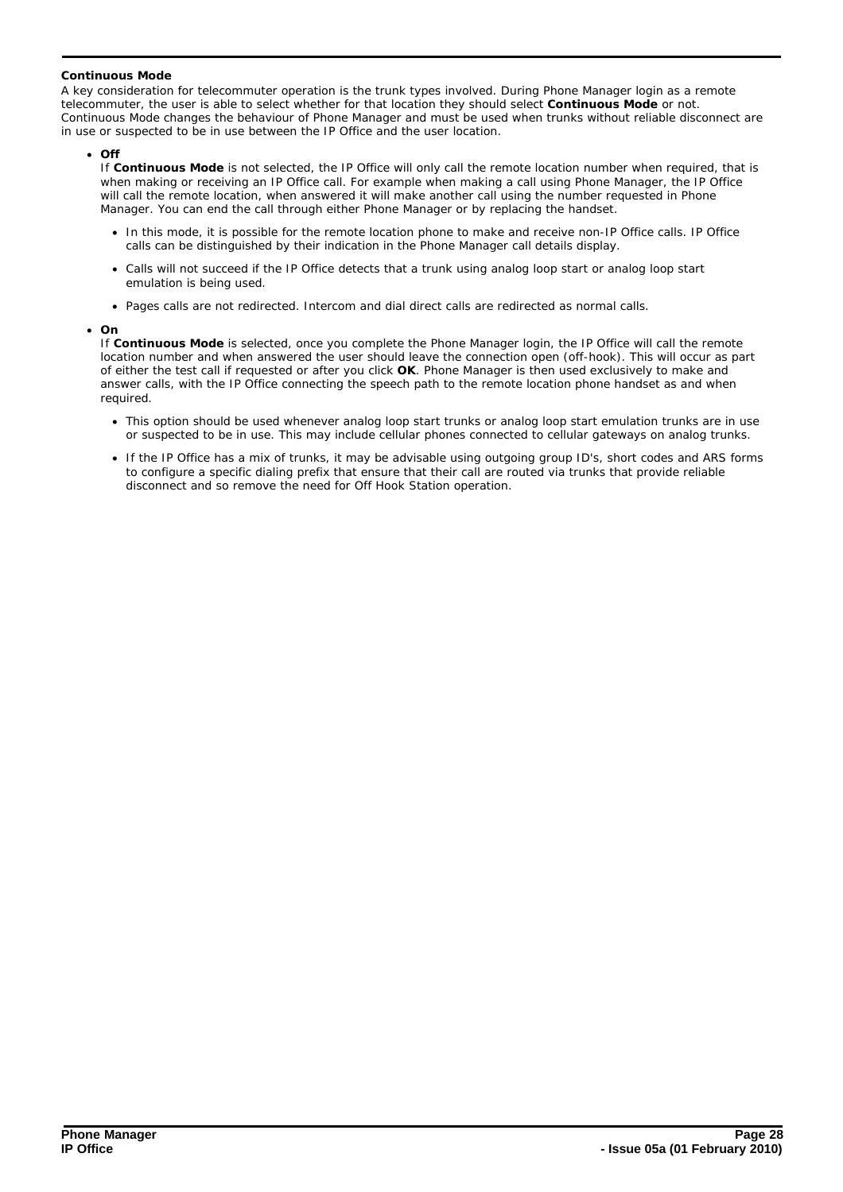**Continuous Mode**

A key consideration for telecommuter operation is the trunk types involved. During Phone Manager login as a remote telecommuter, the user is able to select whether for that location they should select **Continuous Mode** or not. Continuous Mode changes the behaviour of Phone Manager and must be used when trunks without reliable disconnect are in use or suspected to be in use between the IP Office and the user location.

- **Off**
  If **Continuous Mode** is not selected, the IP Office will only call the remote location number when required, that is when making or receiving an IP Office call. For example when making a call using Phone Manager, the IP Office will call the remote location, when answered it will make another call using the number requested in Phone Manager. You can end the call through either Phone Manager or by replacing the handset.

  - In this mode, it is possible for the remote location phone to make and receive non-IP Office calls. IP Office calls can be distinguished by their indication in the Phone Manager call details display.
  - Calls will not succeed if the IP Office detects that a trunk using analog loop start or analog loop start emulation is being used.
  - Pages calls are not redirected. Intercom and dial direct calls are redirected as normal calls.

- **On**
  If **Continuous Mode** is selected, once you complete the Phone Manager login, the IP Office will call the remote location number and when answered the user should leave the connection open (off-hook). This will occur as part of either the test call if requested or after you click **OK**. Phone Manager is then used exclusively to make and answer calls, with the IP Office connecting the speech path to the remote location phone handset as and when required.

  - This option should be used whenever analog loop start trunks or analog loop start emulation trunks are in use or suspected to be in use. This may include cellular phones connected to cellular gateways on analog trunks.
  - If the IP Office has a mix of trunks, it may be advisable using outgoing group ID's, short codes and ARS forms to configure a specific dialing prefix that ensure that their call are routed via trunks that provide reliable disconnect and so remove the need for Off Hook Station operation.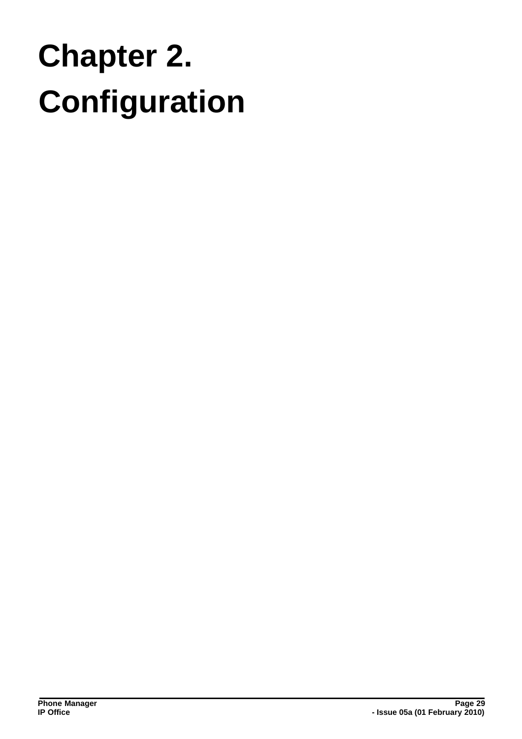# Chapter 2. Configuration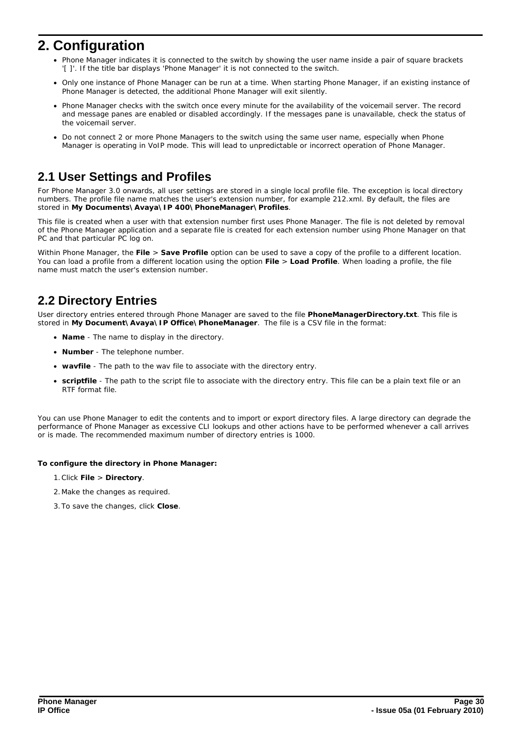# 2. Configuration

- Phone Manager indicates it is connected to the switch by showing the user name inside a pair of square brackets '[ ]'. If the title bar displays 'Phone Manager' it is not connected to the switch.
- Only one instance of Phone Manager can be run at a time. When starting Phone Manager, if an existing instance of Phone Manager is detected, the additional Phone Manager will exit silently.
- Phone Manager checks with the switch once every minute for the availability of the voicemail server. The record and message panes are enabled or disabled accordingly. If the messages pane is unavailable, check the status of the voicemail server.
- Do not connect 2 or more Phone Managers to the switch using the same user name, especially when Phone Manager is operating in VoIP mode. This will lead to unpredictable or incorrect operation of Phone Manager.

## 2.1 User Settings and Profiles

For Phone Manager 3.0 onwards, all user settings are stored in a single local profile file. The exception is local directory numbers. The profile file name matches the user's extension number, for example 212.xml. By default, the files are stored in **My Documents\Avaya\IP 400\PhoneManager\Profiles**.

This file is created when a user with that extension number first uses Phone Manager. The file is not deleted by removal of the Phone Manager application and a separate file is created for each extension number using Phone Manager on that PC and that particular PC log on.

Within Phone Manager, the **File** > **Save Profile** option can be used to save a copy of the profile to a different location. You can load a profile from a different location using the option **File** > **Load Profile**. When loading a profile, the file name must match the user's extension number.

## 2.2 Directory Entries

User directory entries entered through Phone Manager are saved to the file **PhoneManagerDirectory.txt**. This file is stored in **My Document\Avaya\IP Office\PhoneManager**. The file is a CSV file in the format:

- **Name** - The name to display in the directory.
- **Number** - The telephone number.
- **wavfile** - The path to the wav file to associate with the directory entry.
- **scriptfile** - The path to the script file to associate with the directory entry. This file can be a plain text file or an RTF format file.

You can use Phone Manager to edit the contents and to import or export directory files. A large directory can degrade the performance of Phone Manager as excessive CLI lookups and other actions have to be performed whenever a call arrives or is made. The recommended maximum number of directory entries is 1000.

**To configure the directory in Phone Manager:**

1. Click **File** > **Directory**.
2. Make the changes as required.
3. To save the changes, click **Close**.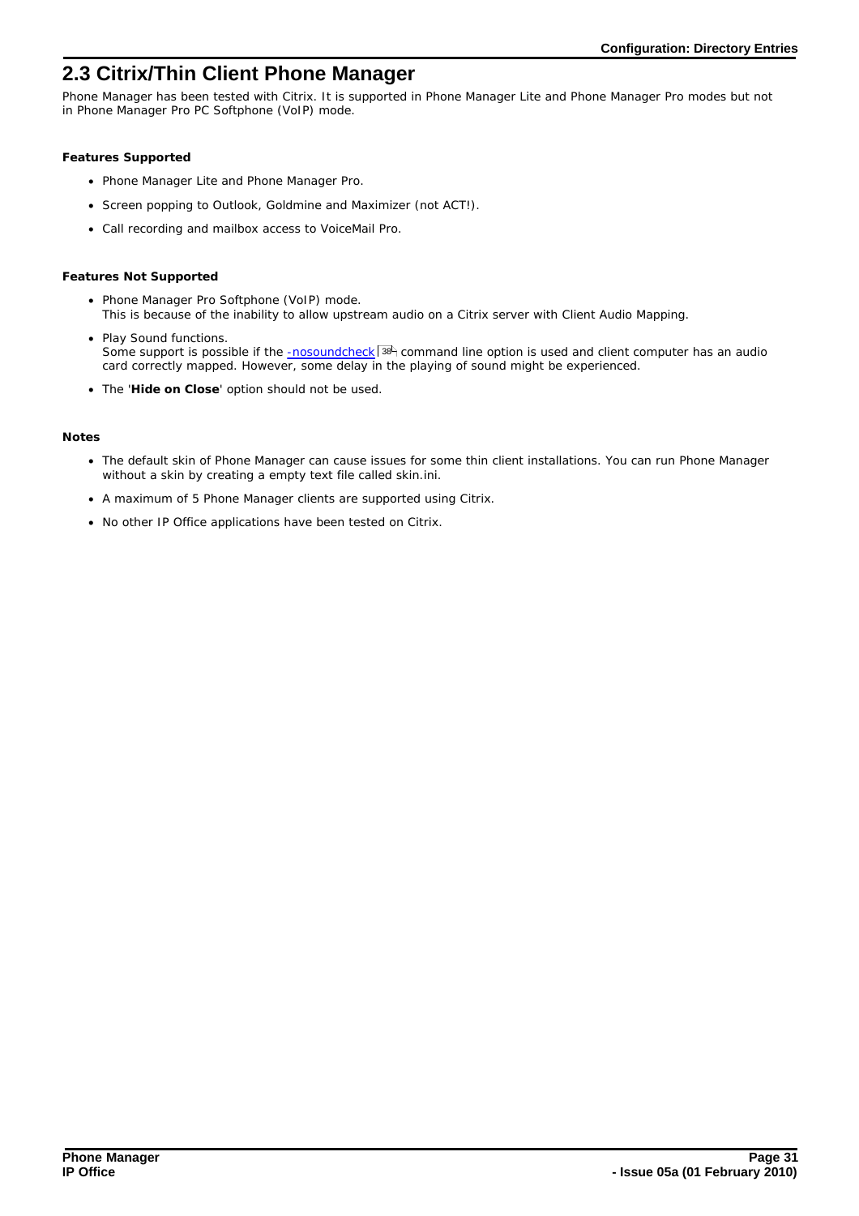## 2.3 Citrix/Thin Client Phone Manager

Phone Manager has been tested with Citrix. It is supported in Phone Manager Lite and Phone Manager Pro modes but not in Phone Manager Pro PC Softphone (VoIP) mode.

**Features Supported**

- Phone Manager Lite and Phone Manager Pro.
- Screen popping to Outlook, Goldmine and Maximizer (not ACT!).
- Call recording and mailbox access to VoiceMail Pro.

**Features Not Supported**

- Phone Manager Pro Softphone (VoIP) mode.
  This is because of the inability to allow upstream audio on a Citrix server with Client Audio Mapping.
- Play Sound functions.
  Some support is possible if the -nosoundcheck [38] command line option is used and client computer has an audio card correctly mapped. However, some delay in the playing of sound might be experienced.
- The '**Hide on Close**' option should not be used.

**Notes**

- The default skin of Phone Manager can cause issues for some thin client installations. You can run Phone Manager without a skin by creating a empty text file called skin.ini.
- A maximum of 5 Phone Manager clients are supported using Citrix.
- No other IP Office applications have been tested on Citrix.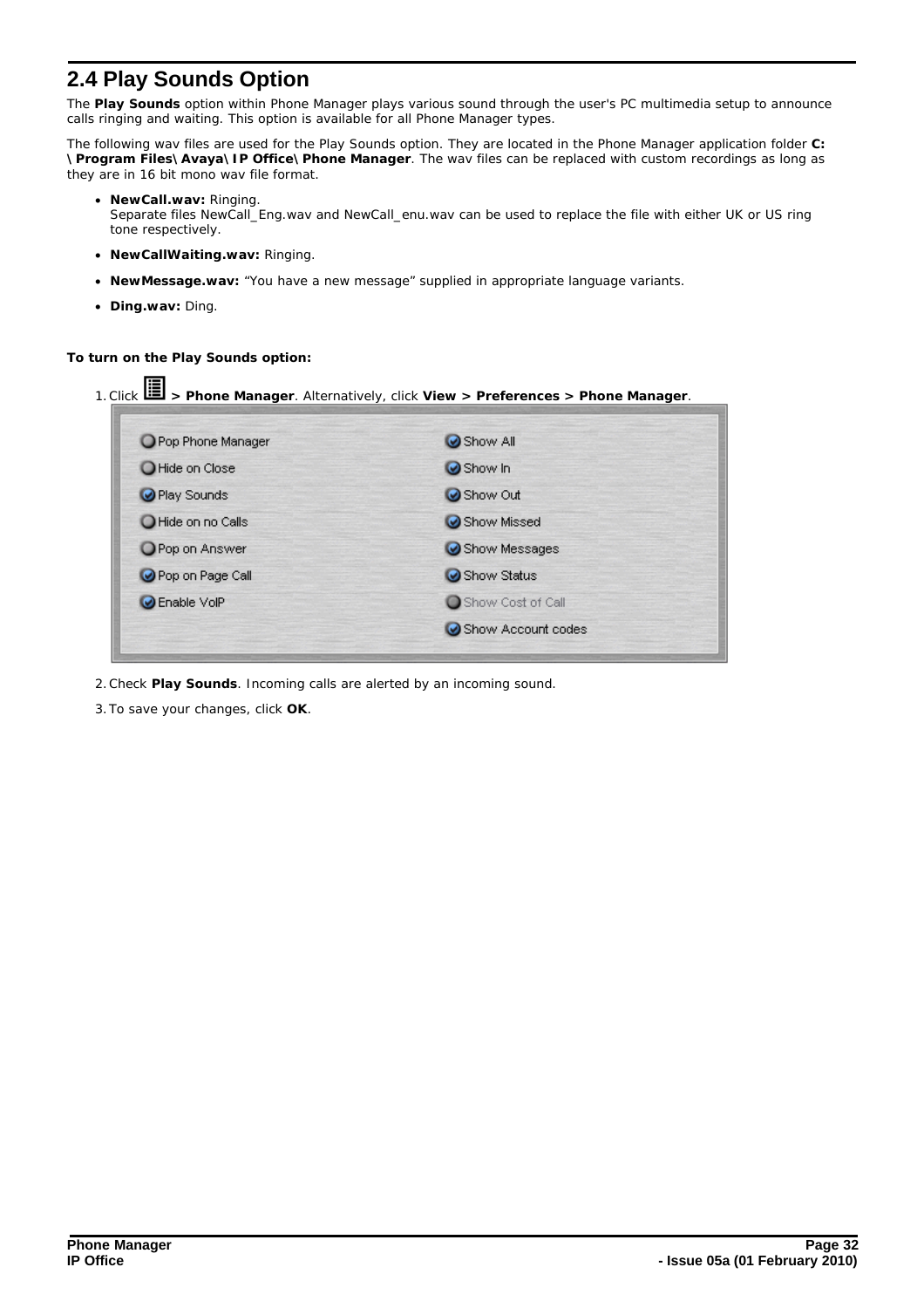## 2.4 Play Sounds Option

The **Play Sounds** option within Phone Manager plays various sound through the user's PC multimedia setup to announce calls ringing and waiting. This option is available for all Phone Manager types.

The following wav files are used for the Play Sounds option. They are located in the Phone Manager application folder **C:\Program Files\Avaya\IP Office\Phone Manager**. The wav files can be replaced with custom recordings as long as they are in 16 bit mono wav file format.

- **NewCall.wav:** Ringing.
  Separate files NewCall_Eng.wav and NewCall_enu.wav can be used to replace the file with either UK or US ring tone respectively.
- **NewCallWaiting.wav:** Ringing.
- **NewMessage.wav:** “You have a new message” supplied in appropriate language variants.
- **Ding.wav:** Ding.

**To turn on the Play Sounds option:**

1. Click **> Phone Manager**. Alternatively, click **View > Preferences > Phone Manager**.

2. Check **Play Sounds**. Incoming calls are alerted by an incoming sound.
3. To save your changes, click **OK**.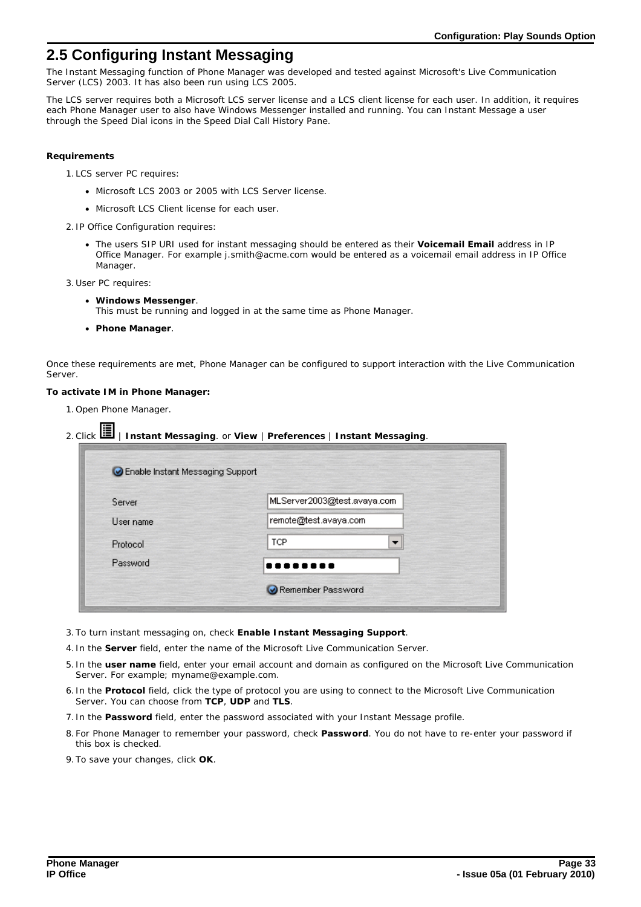## 2.5 Configuring Instant Messaging

The Instant Messaging function of Phone Manager was developed and tested against Microsoft's Live Communication Server (LCS) 2003. It has also been run using LCS 2005.

The LCS server requires both a Microsoft LCS server license and a LCS client license for each user. In addition, it requires each Phone Manager user to also have Windows Messenger installed and running. You can Instant Message a user through the Speed Dial icons in the Speed Dial Call History Pane.

**Requirements**

1. LCS server PC requires:
   - Microsoft LCS 2003 or 2005 with LCS Server license.
   - Microsoft LCS Client license for each user.
2. IP Office Configuration requires:
   - The users SIP URI used for instant messaging should be entered as their **Voicemail Email** address in IP Office Manager. For example j.smith@acme.com would be entered as a voicemail email address in IP Office Manager.
3. User PC requires:
   - **Windows Messenger**.
     This must be running and logged in at the same time as Phone Manager.
   - **Phone Manager**.

Once these requirements are met, Phone Manager can be configured to support interaction with the Live Communication Server.

**To activate IM in Phone Manager:**

1. Open Phone Manager.
2. Click | **Instant Messaging**. or **View** | **Preferences** | **Instant Messaging**.
3. To turn instant messaging on, check **Enable Instant Messaging Support**.
4. In the **Server** field, enter the name of the Microsoft Live Communication Server.
5. In the **user name** field, enter your email account and domain as configured on the Microsoft Live Communication Server. For example; myname@example.com.
6. In the **Protocol** field, click the type of protocol you are using to connect to the Microsoft Live Communication Server. You can choose from **TCP**, **UDP** and **TLS**.
7. In the **Password** field, enter the password associated with your Instant Message profile.
8. For Phone Manager to remember your password, check **Password**. You do not have to re-enter your password if this box is checked.
9. To save your changes, click **OK**.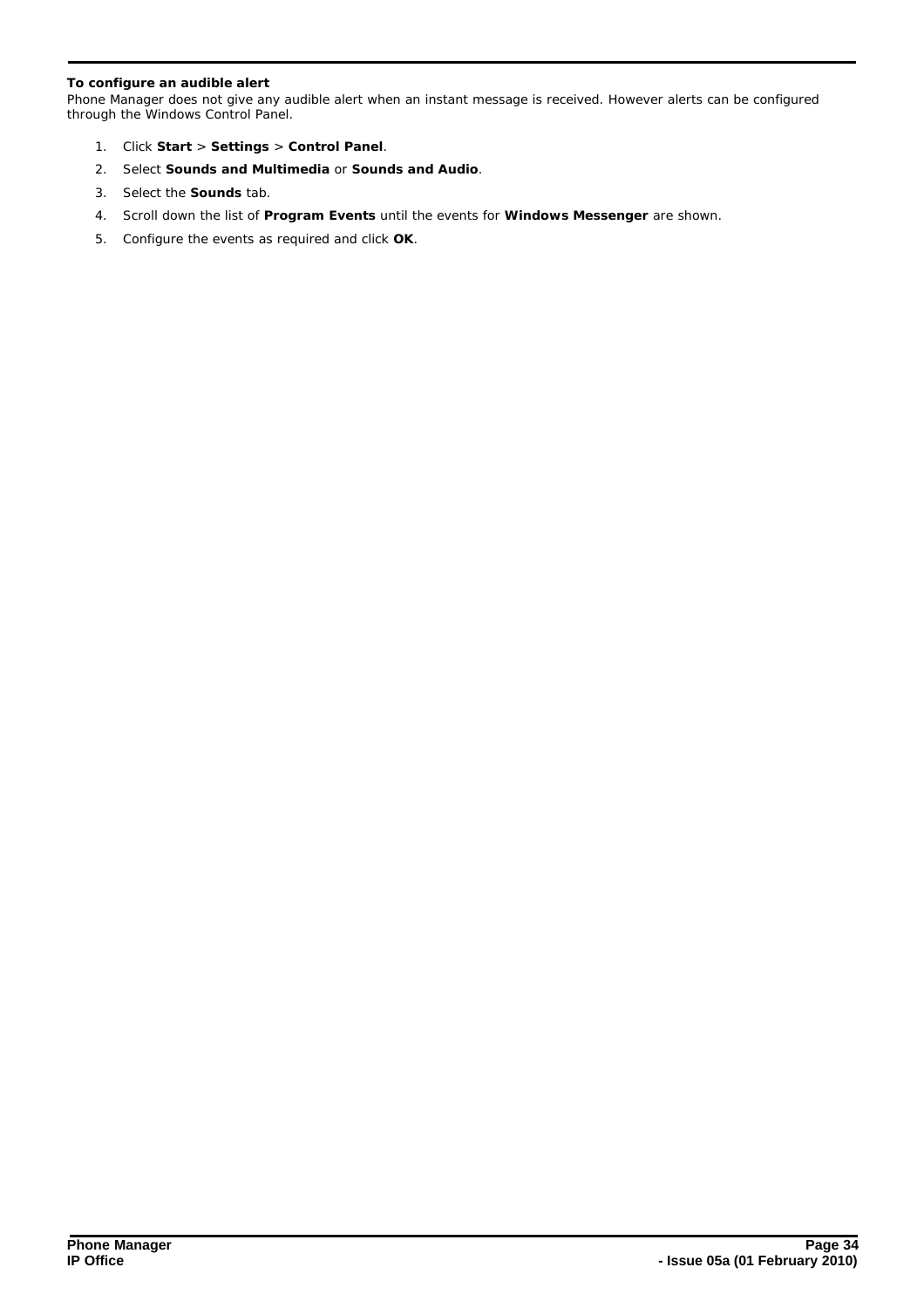**To configure an audible alert**

Phone Manager does not give any audible alert when an instant message is received. However alerts can be configured through the Windows Control Panel.

1. Click **Start** > **Settings** > **Control Panel**.
2. Select **Sounds and Multimedia** or **Sounds and Audio**.
3. Select the **Sounds** tab.
4. Scroll down the list of **Program Events** until the events for **Windows Messenger** are shown.
5. Configure the events as required and click **OK**.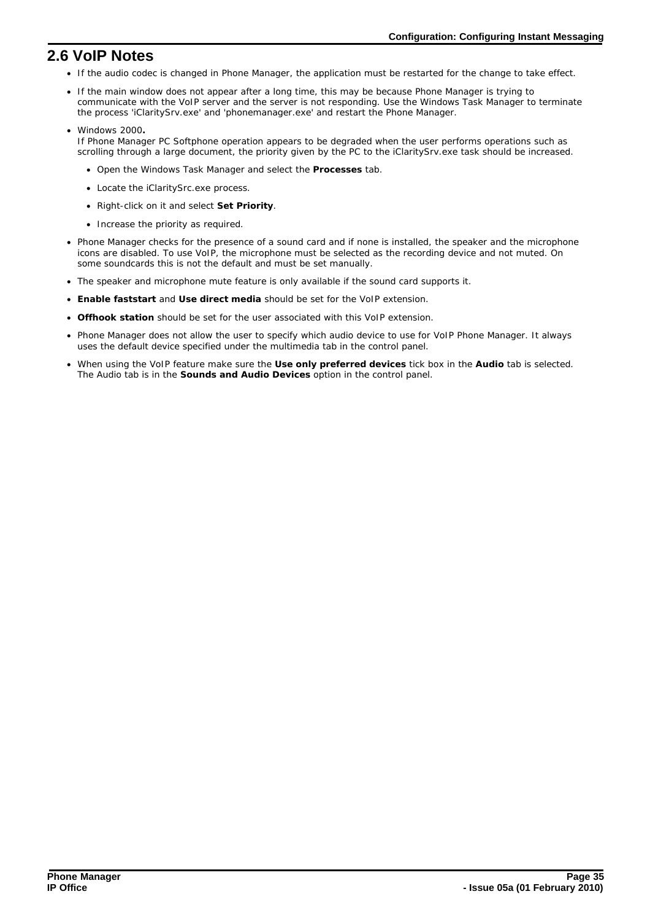## 2.6 VoIP Notes

- If the audio codec is changed in Phone Manager, the application must be restarted for the change to take effect.
- If the main window does not appear after a long time, this may be because Phone Manager is trying to communicate with the VoIP server and the server is not responding. Use the Windows Task Manager to terminate the process 'iClaritySrv.exe' and 'phonemanager.exe' and restart the Phone Manager.
- Windows 2000**.**
  If Phone Manager PC Softphone operation appears to be degraded when the user performs operations such as scrolling through a large document, the priority given by the PC to the iClaritySrv.exe task should be increased.
  - Open the Windows Task Manager and select the **Processes** tab.
  - Locate the iClaritySrc.exe process.
  - Right-click on it and select **Set Priority**.
  - Increase the priority as required.
- Phone Manager checks for the presence of a sound card and if none is installed, the speaker and the microphone icons are disabled. To use VoIP, the microphone must be selected as the recording device and not muted. On some soundcards this is not the default and must be set manually.
- The speaker and microphone mute feature is only available if the sound card supports it.
- **Enable faststart** and **Use direct media** should be set for the VoIP extension.
- **Offhook station** should be set for the user associated with this VoIP extension.
- Phone Manager does not allow the user to specify which audio device to use for VoIP Phone Manager. It always uses the default device specified under the multimedia tab in the control panel.
- When using the VoIP feature make sure the **Use only preferred devices** tick box in the **Audio** tab is selected. The Audio tab is in the **Sounds and Audio Devices** option in the control panel.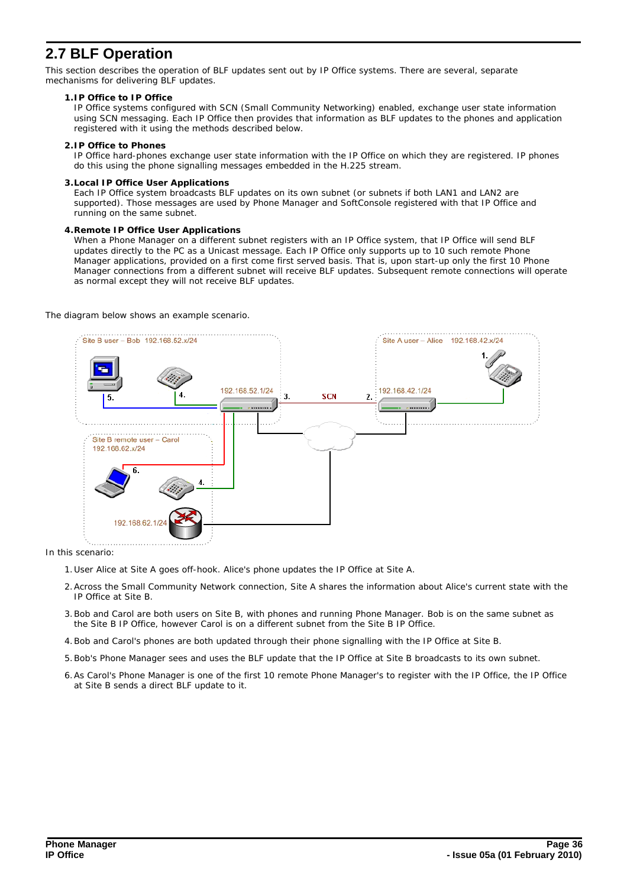## 2.7 BLF Operation

This section describes the operation of BLF updates sent out by IP Office systems. There are several, separate mechanisms for delivering BLF updates.

1. **IP Office to IP Office**
   IP Office systems configured with SCN (Small Community Networking) enabled, exchange user state information using SCN messaging. Each IP Office then provides that information as BLF updates to the phones and application registered with it using the methods described below.

2. **IP Office to Phones**
   IP Office hard-phones exchange user state information with the IP Office on which they are registered. IP phones do this using the phone signalling messages embedded in the H.225 stream.

3. **Local IP Office User Applications**
   Each IP Office system broadcasts BLF updates on its own subnet (or subnets if both LAN1 and LAN2 are supported). Those messages are used by Phone Manager and SoftConsole registered with that IP Office and running on the same subnet.

4. **Remote IP Office User Applications**
   When a Phone Manager on a different subnet registers with an IP Office system, that IP Office will send BLF updates directly to the PC as a Unicast message. Each IP Office only supports up to 10 such remote Phone Manager applications, provided on a first come first served basis. That is, upon start-up only the first 10 Phone Manager connections from a different subnet will receive BLF updates. Subsequent remote connections will operate as normal except they will not receive BLF updates.

The diagram below shows an example scenario.

In this scenario:

1. User Alice at Site A goes off-hook. Alice's phone updates the IP Office at Site A.
2. Across the Small Community Network connection, Site A shares the information about Alice's current state with the IP Office at Site B.
3. Bob and Carol are both users on Site B, with phones and running Phone Manager. Bob is on the same subnet as the Site B IP Office, however Carol is on a different subnet from the Site B IP Office.
4. Bob and Carol's phones are both updated through their phone signalling with the IP Office at Site B.
5. Bob's Phone Manager sees and uses the BLF update that the IP Office at Site B broadcasts to its own subnet.
6. As Carol's Phone Manager is one of the first 10 remote Phone Manager's to register with the IP Office, the IP Office at Site B sends a direct BLF update to it.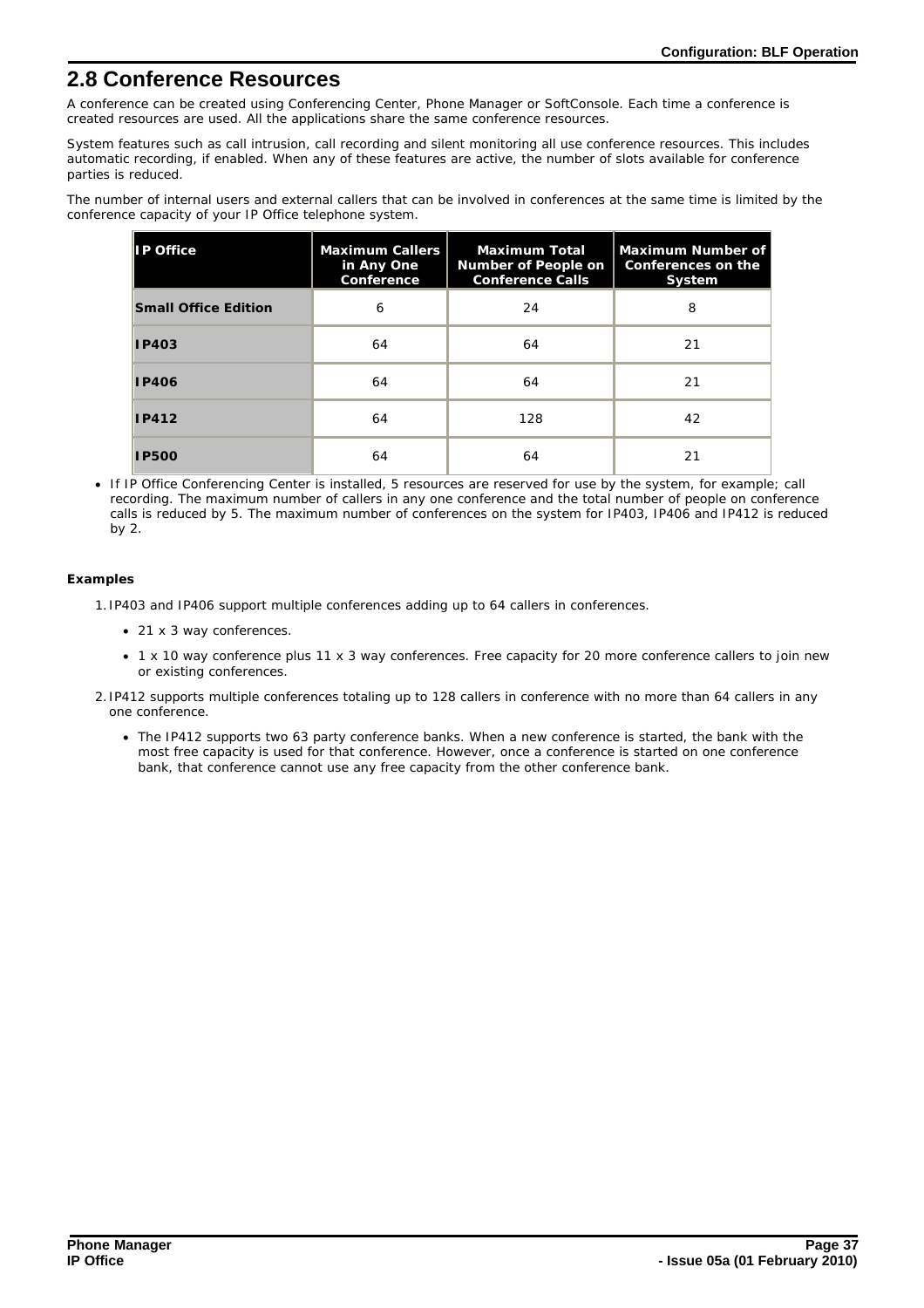## 2.8 Conference Resources

A conference can be created using Conferencing Center, Phone Manager or SoftConsole. Each time a conference is created resources are used. All the applications share the same conference resources.

System features such as call intrusion, call recording and silent monitoring all use conference resources. This includes automatic recording, if enabled. When any of these features are active, the number of slots available for conference parties is reduced.

The number of internal users and external callers that can be involved in conferences at the same time is limited by the conference capacity of your IP Office telephone system.

| IP Office | Maximum Callers in Any One Conference | Maximum Total Number of People on Conference Calls | Maximum Number of Conferences on the System |
| --- | --- | --- | --- |
| **Small Office Edition** | 6 | 24 | 8 |
| **IP403** | 64 | 64 | 21 |
| **IP406** | 64 | 64 | 21 |
| **IP412** | 64 | 128 | 42 |
| **IP500** | 64 | 64 | 21 |

- If IP Office Conferencing Center is installed, 5 resources are reserved for use by the system, for example; call recording. The maximum number of callers in any one conference and the total number of people on conference calls is reduced by 5. The maximum number of conferences on the system for IP403, IP406 and IP412 is reduced by 2.

**Examples**

1. IP403 and IP406 support multiple conferences adding up to 64 callers in conferences.
    - 21 x 3 way conferences.
    - 1 x 10 way conference plus 11 x 3 way conferences. Free capacity for 20 more conference callers to join new or existing conferences.
2. IP412 supports multiple conferences totaling up to 128 callers in conference with no more than 64 callers in any one conference.
    - The IP412 supports two 63 party conference banks. When a new conference is started, the bank with the most free capacity is used for that conference. However, once a conference is started on one conference bank, that conference cannot use any free capacity from the other conference bank.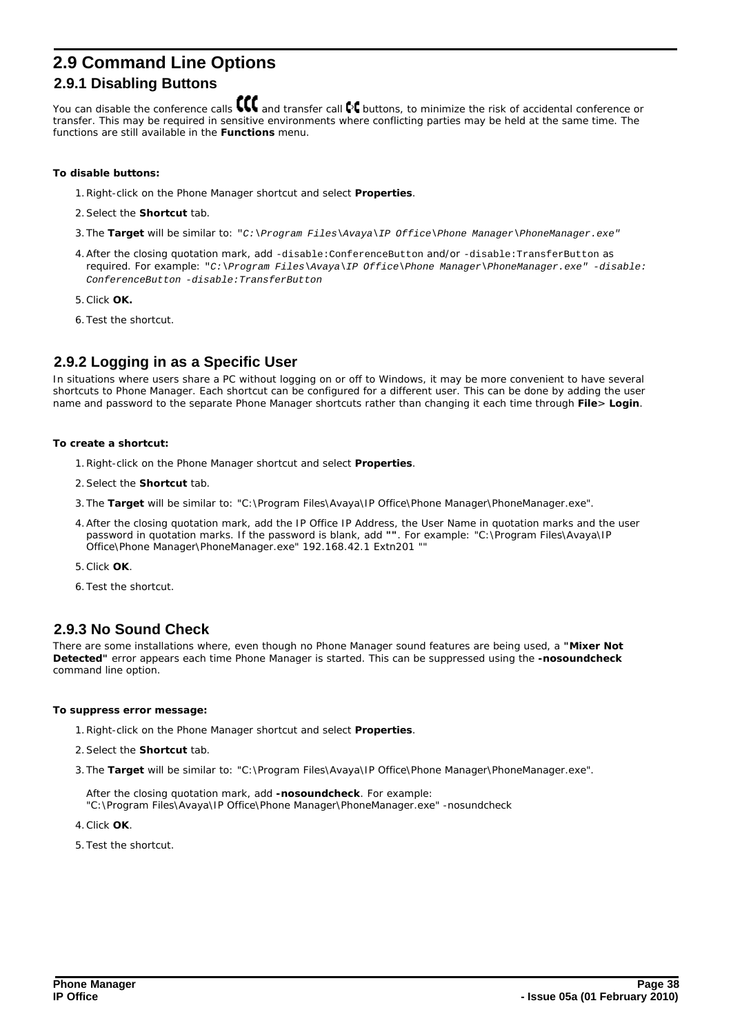## 2.9 Command Line Options

### 2.9.1 Disabling Buttons

You can disable the conference calls and transfer call buttons, to minimize the risk of accidental conference or transfer. This may be required in sensitive environments where conflicting parties may be held at the same time. The functions are still available in the **Functions** menu.

**To disable buttons:**

1. Right-click on the Phone Manager shortcut and select **Properties**.
2. Select the **Shortcut** tab.
3. The **Target** will be similar to: *"C:\Program Files\Avaya\IP Office\Phone Manager\PhoneManager.exe"*
4. After the closing quotation mark, add `-disable:ConferenceButton` and/or `-disable:TransferButton` as required. For example: *"C:\Program Files\Avaya\IP Office\Phone Manager\PhoneManager.exe" -disable:ConferenceButton -disable:TransferButton*
5. Click **OK.**
6. Test the shortcut.

### 2.9.2 Logging in as a Specific User

In situations where users share a PC without logging on or off to Windows, it may be more convenient to have several shortcuts to Phone Manager. Each shortcut can be configured for a different user. This can be done by adding the user name and password to the separate Phone Manager shortcuts rather than changing it each time through **File**> **Login**.

**To create a shortcut:**

1. Right-click on the Phone Manager shortcut and select **Properties**.
2. Select the **Shortcut** tab.
3. The **Target** will be similar to: "C:\Program Files\Avaya\IP Office\Phone Manager\PhoneManager.exe".
4. After the closing quotation mark, add the IP Office IP Address, the User Name in quotation marks and the user password in quotation marks. If the password is blank, add **""**. For example: "C:\Program Files\Avaya\IP Office\Phone Manager\PhoneManager.exe" 192.168.42.1 Extn201 ""
5. Click **OK**.
6. Test the shortcut.

### 2.9.3 No Sound Check

There are some installations where, even though no Phone Manager sound features are being used, a **"Mixer Not Detected"** error appears each time Phone Manager is started. This can be suppressed using the **-nosoundcheck** command line option.

**To suppress error message:**

1. Right-click on the Phone Manager shortcut and select **Properties**.
2. Select the **Shortcut** tab.
3. The **Target** will be similar to: "C:\Program Files\Avaya\IP Office\Phone Manager\PhoneManager.exe".

   After the closing quotation mark, add **-nosoundcheck**. For example:
   "C:\Program Files\Avaya\IP Office\Phone Manager\PhoneManager.exe" -nosoundcheck

4. Click **OK**.
5. Test the shortcut.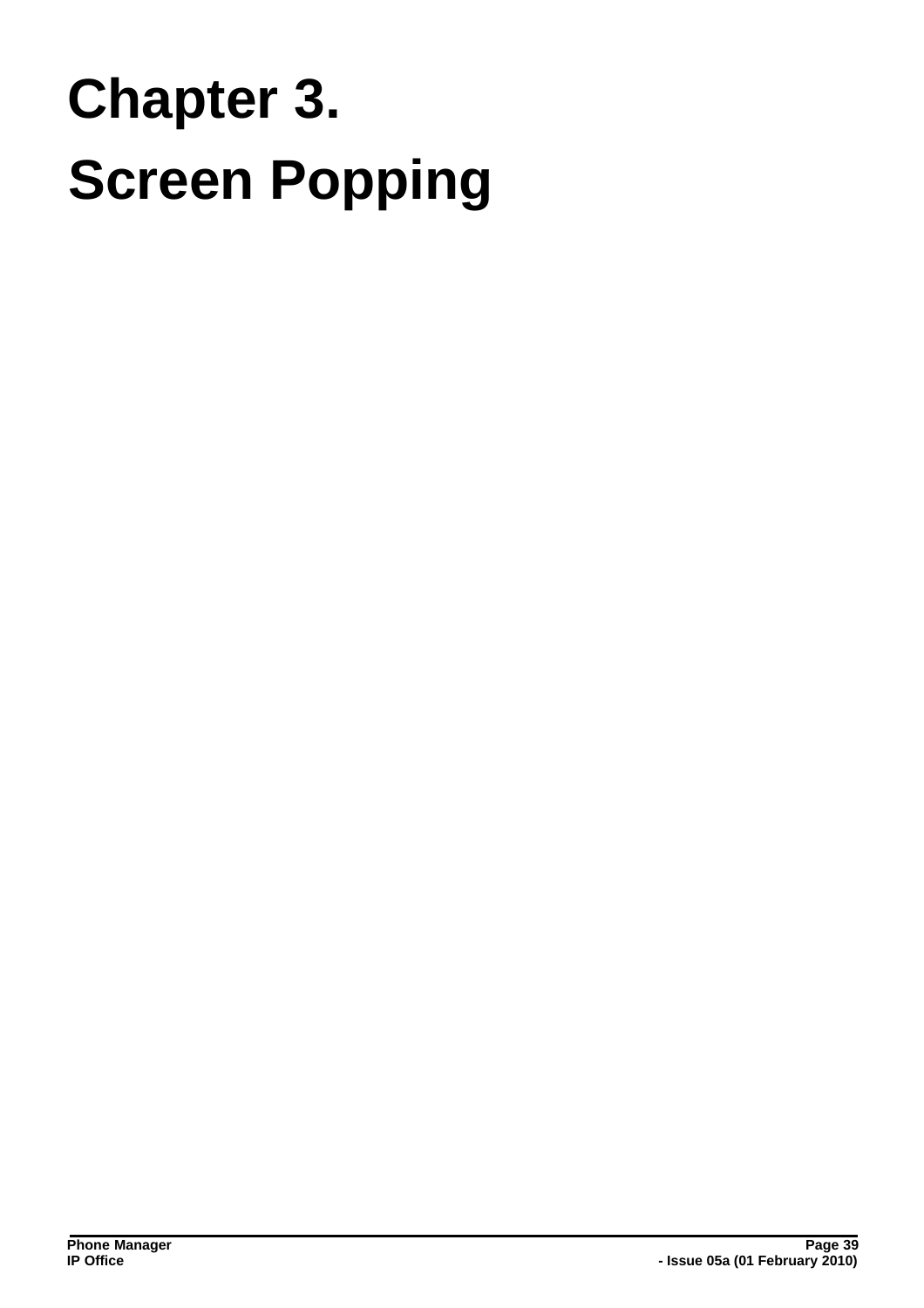# Chapter 3.
# Screen Popping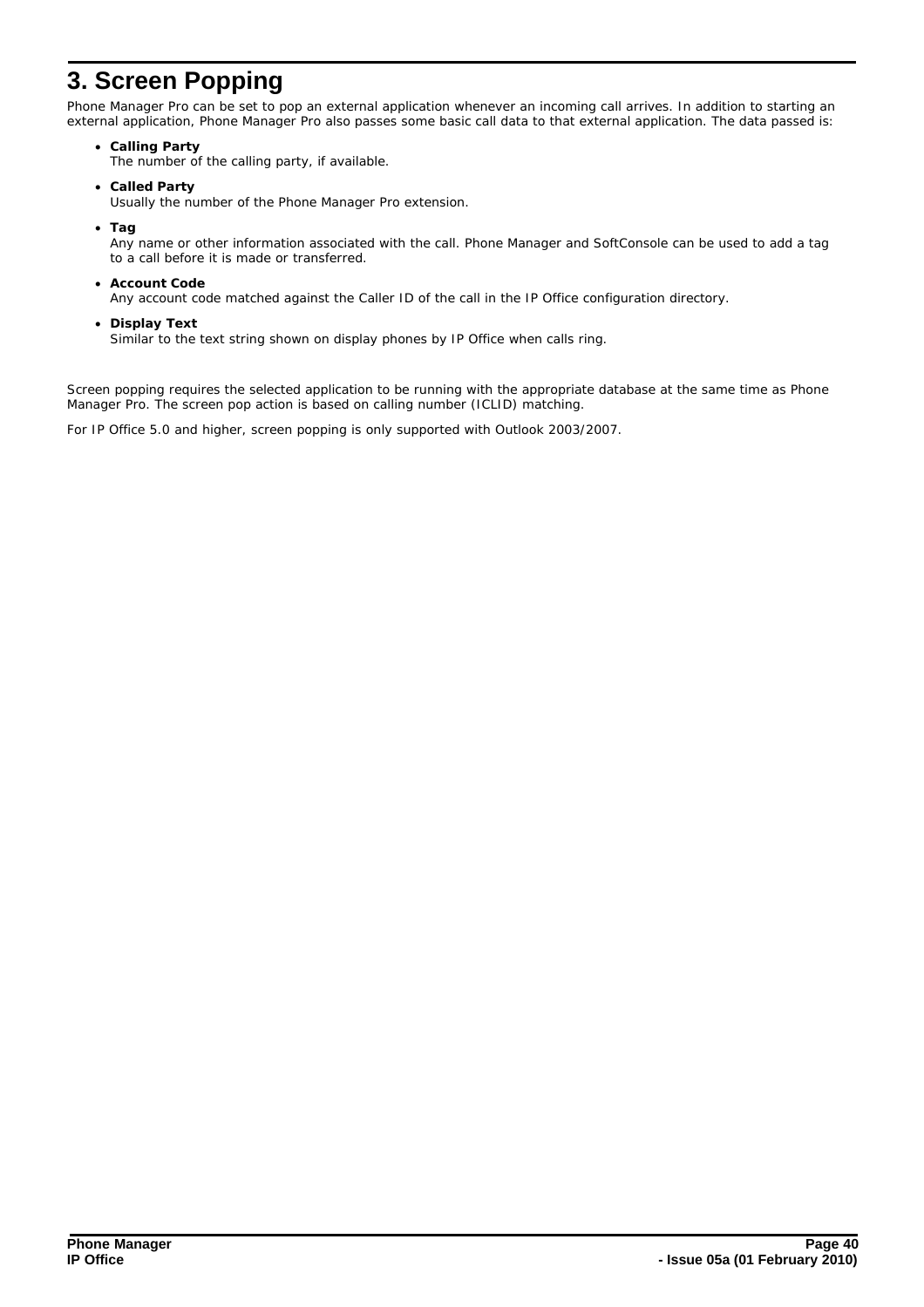# 3. Screen Popping

Phone Manager Pro can be set to pop an external application whenever an incoming call arrives. In addition to starting an external application, Phone Manager Pro also passes some basic call data to that external application. The data passed is:

- **Calling Party**
  The number of the calling party, if available.
- **Called Party**
  Usually the number of the Phone Manager Pro extension.
- **Tag**
  Any name or other information associated with the call. Phone Manager and SoftConsole can be used to add a tag to a call before it is made or transferred.
- **Account Code**
  Any account code matched against the Caller ID of the call in the IP Office configuration directory.
- **Display Text**
  Similar to the text string shown on display phones by IP Office when calls ring.

Screen popping requires the selected application to be running with the appropriate database at the same time as Phone Manager Pro. The screen pop action is based on calling number (ICLID) matching.

For IP Office 5.0 and higher, screen popping is only supported with Outlook 2003/2007.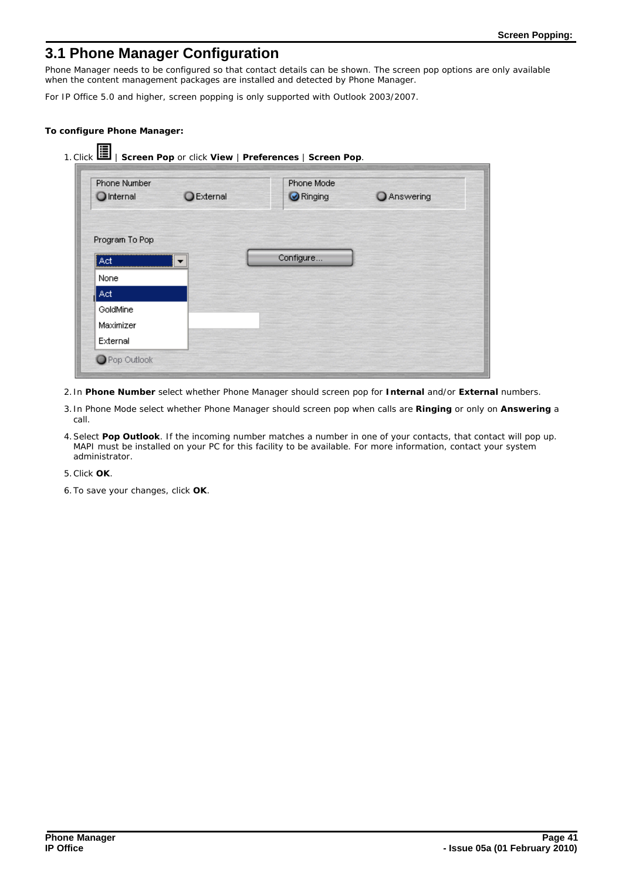## 3.1 Phone Manager Configuration

Phone Manager needs to be configured so that contact details can be shown. The screen pop options are only available when the content management packages are installed and detected by Phone Manager.

For IP Office 5.0 and higher, screen popping is only supported with Outlook 2003/2007.

**To configure Phone Manager:**

1. Click | **Screen Pop** or click **View** | **Preferences** | **Screen Pop**.
2. In **Phone Number** select whether Phone Manager should screen pop for **Internal** and/or **External** numbers.
3. In Phone Mode select whether Phone Manager should screen pop when calls are **Ringing** or only on **Answering** a call.
4. Select **Pop Outlook**. If the incoming number matches a number in one of your contacts, that contact will pop up. MAPI must be installed on your PC for this facility to be available. For more information, contact your system administrator.
5. Click **OK**.
6. To save your changes, click **OK**.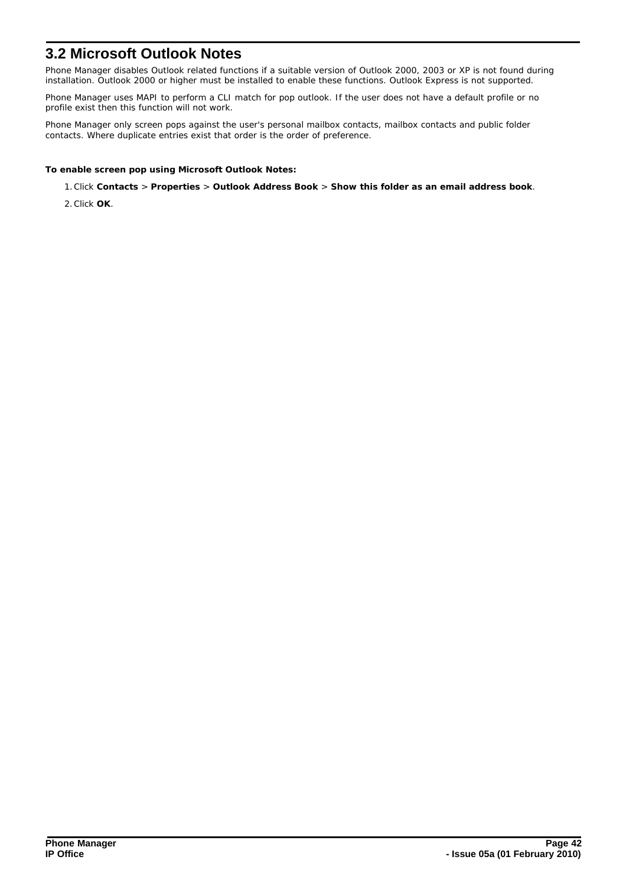## 3.2 Microsoft Outlook Notes

Phone Manager disables Outlook related functions if a suitable version of Outlook 2000, 2003 or XP is not found during installation. Outlook 2000 or higher must be installed to enable these functions. Outlook Express is not supported.

Phone Manager uses MAPI to perform a CLI match for pop outlook. If the user does not have a default profile or no profile exist then this function will not work.

Phone Manager only screen pops against the user's personal mailbox contacts, mailbox contacts and public folder contacts. Where duplicate entries exist that order is the order of preference.

**To enable screen pop using Microsoft Outlook Notes:**

1. Click **Contacts** > **Properties** > **Outlook Address Book** > **Show this folder as an email address book**.
2. Click **OK**.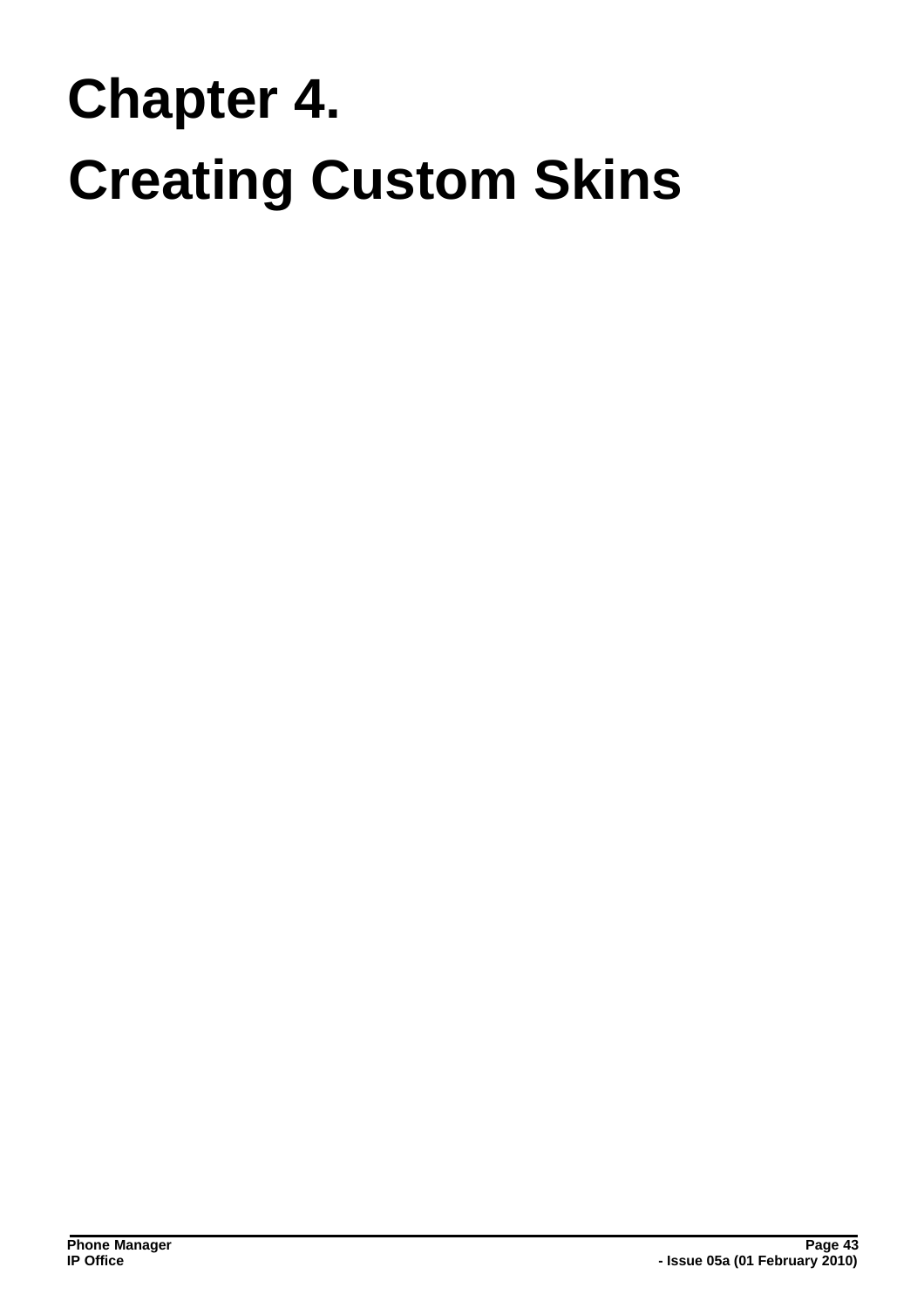# Chapter 4.
# Creating Custom Skins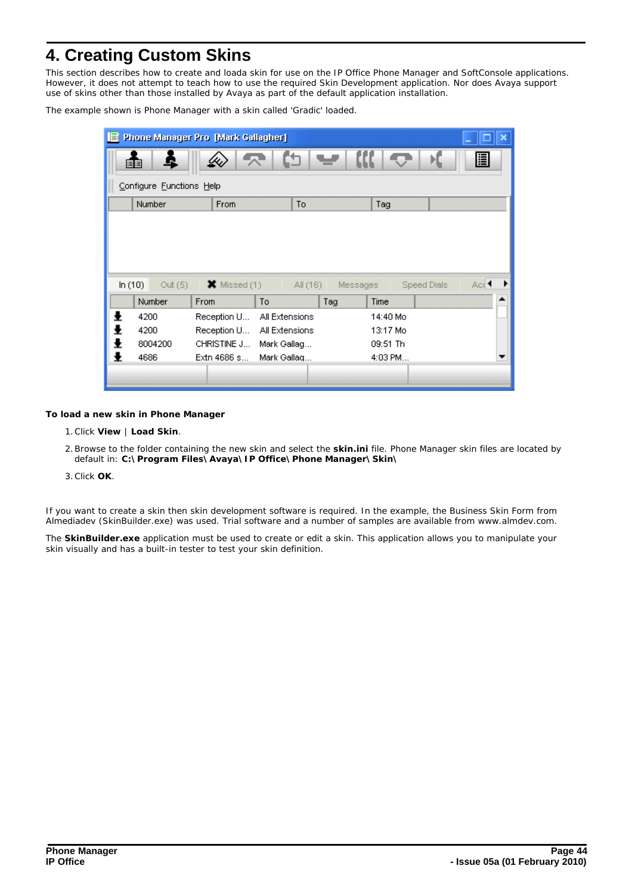# 4. Creating Custom Skins

This section describes how to create and loada skin for use on the IP Office Phone Manager and SoftConsole applications. However, it does not attempt to teach how to use the required Skin Development application. Nor does Avaya support use of skins other than those installed by Avaya as part of the default application installation.

The example shown is Phone Manager with a skin called 'Gradic' loaded.

**To load a new skin in Phone Manager**

1. Click **View** | **Load Skin**.
2. Browse to the folder containing the new skin and select the **skin.ini** file. Phone Manager skin files are located by default in: **C:\ Program Files\ Avaya\ IP Office\ Phone Manager\ Skin\**
3. Click **OK**.

If you want to create a skin then skin development software is required. In the example, the Business Skin Form from Almediadev (SkinBuilder.exe) was used. Trial software and a number of samples are available from www.almdev.com.

The **SkinBuilder.exe** application must be used to create or edit a skin. This application allows you to manipulate your skin visually and has a built-in tester to test your skin definition.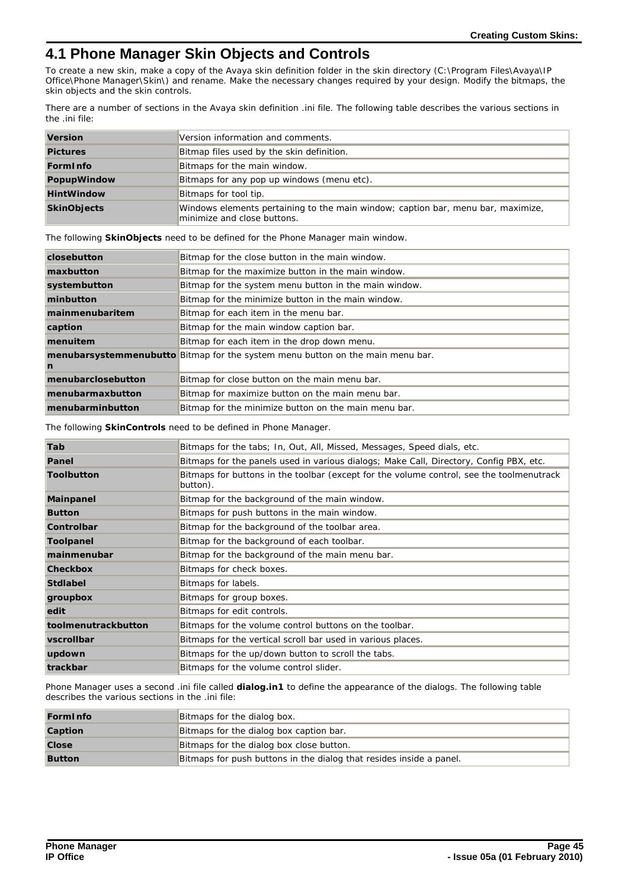# 4.1 Phone Manager Skin Objects and Controls

To create a new skin, make a copy of the Avaya skin definition folder in the skin directory (C:\Program Files\Avaya\IP Office\Phone Manager\Skin\) and rename. Make the necessary changes required by your design. Modify the bitmaps, the skin objects and the skin controls.

There are a number of sections in the Avaya skin definition .ini file. The following table describes the various sections in the .ini file:

| | |
|---|---|
| **Version** | Version information and comments. |
| **Pictures** | Bitmap files used by the skin definition. |
| **FormInfo** | Bitmaps for the main window. |
| **PopupWindow** | Bitmaps for any pop up windows (menu etc). |
| **HintWindow** | Bitmaps for tool tip. |
| **SkinObjects** | Windows elements pertaining to the main window; caption bar, menu bar, maximize, minimize and close buttons. |

The following **SkinObjects** need to be defined for the Phone Manager main window.

| | |
|---|---|
| **closebutton** | Bitmap for the close button in the main window. |
| **maxbutton** | Bitmap for the maximize button in the main window. |
| **systembutton** | Bitmap for the system menu button in the main window. |
| **minbutton** | Bitmap for the minimize button in the main window. |
| **mainmenubaritem** | Bitmap for each item in the menu bar. |
| **caption** | Bitmap for the main window caption bar. |
| **menuitem** | Bitmap for each item in the drop down menu. |
| **menubarsystemmenubutton** | Bitmap for the system menu button on the main menu bar. |
| **menubarclosebutton** | Bitmap for close button on the main menu bar. |
| **menubarmaxbutton** | Bitmap for maximize button on the main menu bar. |
| **menubarminbutton** | Bitmap for the minimize button on the main menu bar. |

The following **SkinControls** need to be defined in Phone Manager.

| | |
|---|---|
| **Tab** | Bitmaps for the tabs; In, Out, All, Missed, Messages, Speed dials, etc. |
| **Panel** | Bitmaps for the panels used in various dialogs; Make Call, Directory, Config PBX, etc. |
| **Toolbutton** | Bitmaps for buttons in the toolbar (except for the volume control, see the toolmenutrack button). |
| **Mainpanel** | Bitmap for the background of the main window. |
| **Button** | Bitmaps for push buttons in the main window. |
| **Controlbar** | Bitmap for the background of the toolbar area. |
| **Toolpanel** | Bitmap for the background of each toolbar. |
| **mainmenubar** | Bitmap for the background of the main menu bar. |
| **Checkbox** | Bitmaps for check boxes. |
| **Stdlabel** | Bitmaps for labels. |
| **groupbox** | Bitmaps for group boxes. |
| **edit** | Bitmaps for edit controls. |
| **toolmenutrackbutton** | Bitmaps for the volume control buttons on the toolbar. |
| **vscrollbar** | Bitmaps for the vertical scroll bar used in various places. |
| **updown** | Bitmaps for the up/down button to scroll the tabs. |
| **trackbar** | Bitmaps for the volume control slider. |

Phone Manager uses a second .ini file called **dialog.in1** to define the appearance of the dialogs. The following table describes the various sections in the .ini file:

| | |
|---|---|
| **FormInfo** | Bitmaps for the dialog box. |
| **Caption** | Bitmaps for the dialog box caption bar. |
| **Close** | Bitmaps for the dialog box close button. |
| **Button** | Bitmaps for push buttons in the dialog that resides inside a panel. |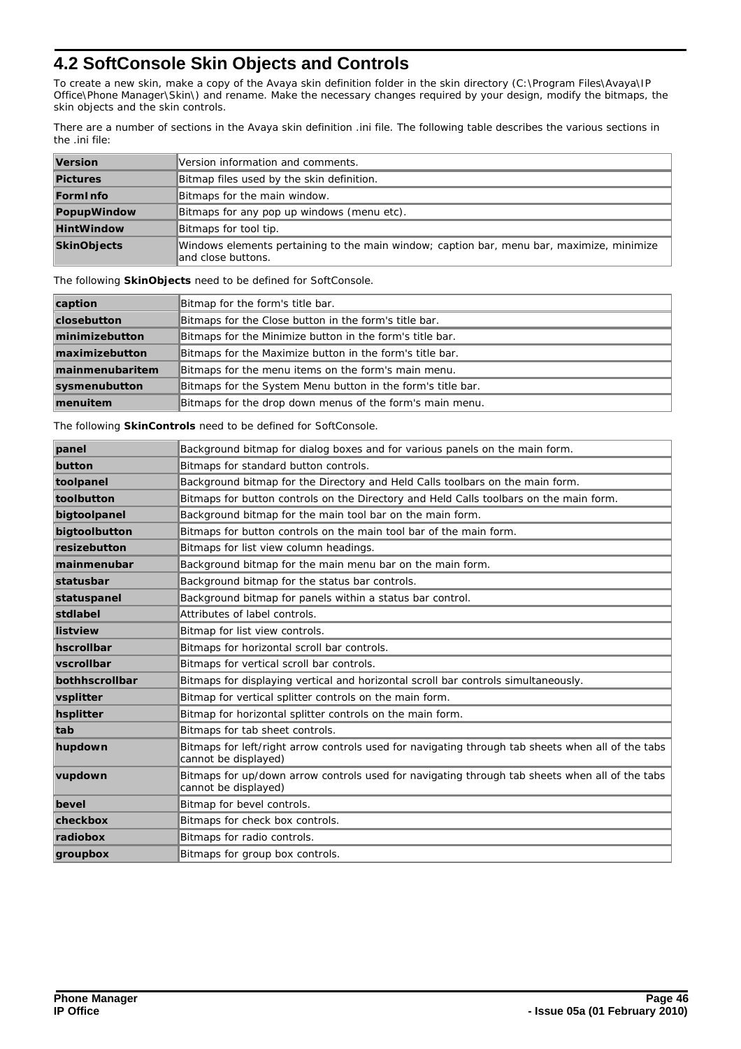## 4.2 SoftConsole Skin Objects and Controls

To create a new skin, make a copy of the Avaya skin definition folder in the skin directory (C:\Program Files\Avaya\IP Office\Phone Manager\Skin\) and rename. Make the necessary changes required by your design, modify the bitmaps, the skin objects and the skin controls.

There are a number of sections in the Avaya skin definition .ini file. The following table describes the various sections in the .ini file:

| | |
|---|---|
| **Version** | Version information and comments. |
| **Pictures** | Bitmap files used by the skin definition. |
| **FormInfo** | Bitmaps for the main window. |
| **PopupWindow** | Bitmaps for any pop up windows (menu etc). |
| **HintWindow** | Bitmaps for tool tip. |
| **SkinObjects** | Windows elements pertaining to the main window; caption bar, menu bar, maximize, minimize and close buttons. |

The following **SkinObjects** need to be defined for SoftConsole.

| | |
|---|---|
| **caption** | Bitmap for the form's title bar. |
| **closebutton** | Bitmaps for the Close button in the form's title bar. |
| **minimizebutton** | Bitmaps for the Minimize button in the form's title bar. |
| **maximizebutton** | Bitmaps for the Maximize button in the form's title bar. |
| **mainmenubaritem** | Bitmaps for the menu items on the form's main menu. |
| **sysmenubutton** | Bitmaps for the System Menu button in the form's title bar. |
| **menuitem** | Bitmaps for the drop down menus of the form's main menu. |

The following **SkinControls** need to be defined for SoftConsole.

| | |
|---|---|
| **panel** | Background bitmap for dialog boxes and for various panels on the main form. |
| **button** | Bitmaps for standard button controls. |
| **toolpanel** | Background bitmap for the Directory and Held Calls toolbars on the main form. |
| **toolbutton** | Bitmaps for button controls on the Directory and Held Calls toolbars on the main form. |
| **bigtoolpanel** | Background bitmap for the main tool bar on the main form. |
| **bigtoolbutton** | Bitmaps for button controls on the main tool bar of the main form. |
| **resizebutton** | Bitmaps for list view column headings. |
| **mainmenubar** | Background bitmap for the main menu bar on the main form. |
| **statusbar** | Background bitmap for the status bar controls. |
| **statuspanel** | Background bitmap for panels within a status bar control. |
| **stdlabel** | Attributes of label controls. |
| **listview** | Bitmap for list view controls. |
| **hscrollbar** | Bitmaps for horizontal scroll bar controls. |
| **vscrollbar** | Bitmaps for vertical scroll bar controls. |
| **bothhscrollbar** | Bitmaps for displaying vertical and horizontal scroll bar controls simultaneously. |
| **vsplitter** | Bitmap for vertical splitter controls on the main form. |
| **hsplitter** | Bitmap for horizontal splitter controls on the main form. |
| **tab** | Bitmaps for tab sheet controls. |
| **hupdown** | Bitmaps for left/right arrow controls used for navigating through tab sheets when all of the tabs cannot be displayed) |
| **vupdown** | Bitmaps for up/down arrow controls used for navigating through tab sheets when all of the tabs cannot be displayed) |
| **bevel** | Bitmap for bevel controls. |
| **checkbox** | Bitmaps for check box controls. |
| **radiobox** | Bitmaps for radio controls. |
| **groupbox** | Bitmaps for group box controls. |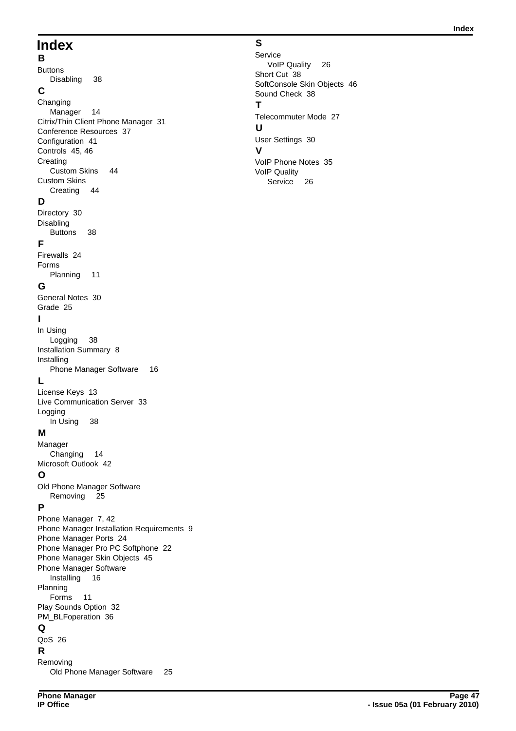# Index

## B

Buttons
- Disabling 38

## C

Changing
- Manager 14

Citrix/Thin Client Phone Manager 31
Conference Resources 37
Configuration 41
Controls 45, 46
Creating
- Custom Skins 44

Custom Skins
- Creating 44

## D

Directory 30
Disabling
- Buttons 38

## F

Firewalls 24
Forms
- Planning 11

## G

General Notes 30
Grade 25

## I

In Using
- Logging 38

Installation Summary 8
Installing
- Phone Manager Software 16

## L

License Keys 13
Live Communication Server 33
Logging
- In Using 38

## M

Manager
- Changing 14

Microsoft Outlook 42

## O

Old Phone Manager Software
- Removing 25

## P

Phone Manager 7, 42
Phone Manager Installation Requirements 9
Phone Manager Ports 24
Phone Manager Pro PC Softphone 22
Phone Manager Skin Objects 45
Phone Manager Software
- Installing 16

Planning
- Forms 11

Play Sounds Option 32
PM_BLFoperation 36

## Q

QoS 26

## R

Removing
- Old Phone Manager Software 25

## S

Service
- VoIP Quality 26

Short Cut 38
SoftConsole Skin Objects 46
Sound Check 38

## T

Telecommuter Mode 27

## U

User Settings 30

## V

VoIP Phone Notes 35
VoIP Quality
- Service 26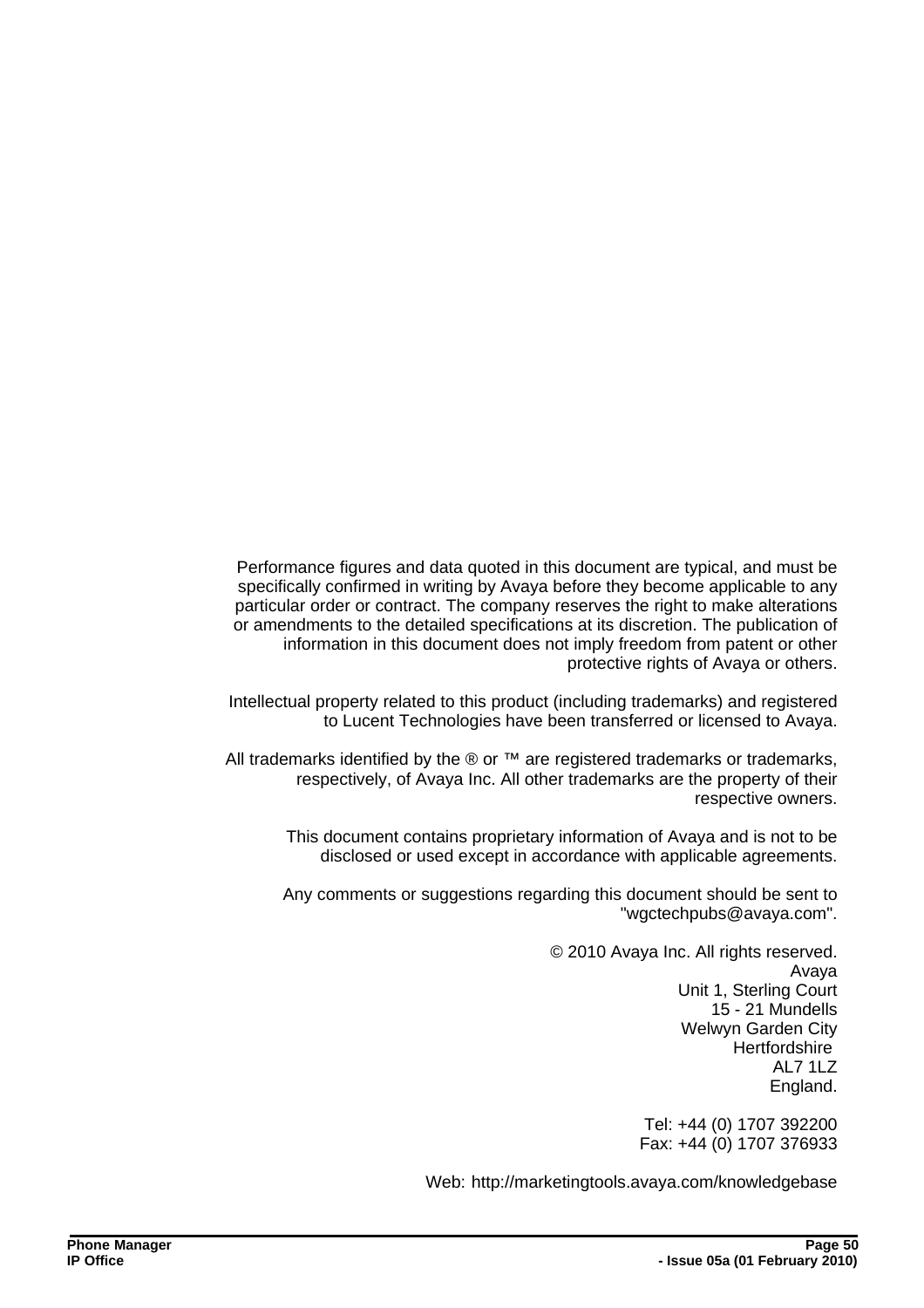Performance figures and data quoted in this document are typical, and must be specifically confirmed in writing by Avaya before they become applicable to any particular order or contract. The company reserves the right to make alterations or amendments to the detailed specifications at its discretion. The publication of information in this document does not imply freedom from patent or other protective rights of Avaya or others.

Intellectual property related to this product (including trademarks) and registered to Lucent Technologies have been transferred or licensed to Avaya.

All trademarks identified by the ® or ™ are registered trademarks or trademarks, respectively, of Avaya Inc. All other trademarks are the property of their respective owners.

This document contains proprietary information of Avaya and is not to be disclosed or used except in accordance with applicable agreements.

Any comments or suggestions regarding this document should be sent to "wgctechpubs@avaya.com".

© 2010 Avaya Inc. All rights reserved.
Avaya
Unit 1, Sterling Court
15 - 21 Mundells
Welwyn Garden City
Hertfordshire
AL7 1LZ
England.

Tel: +44 (0) 1707 392200
Fax: +44 (0) 1707 376933

Web: http://marketingtools.avaya.com/knowledgebase